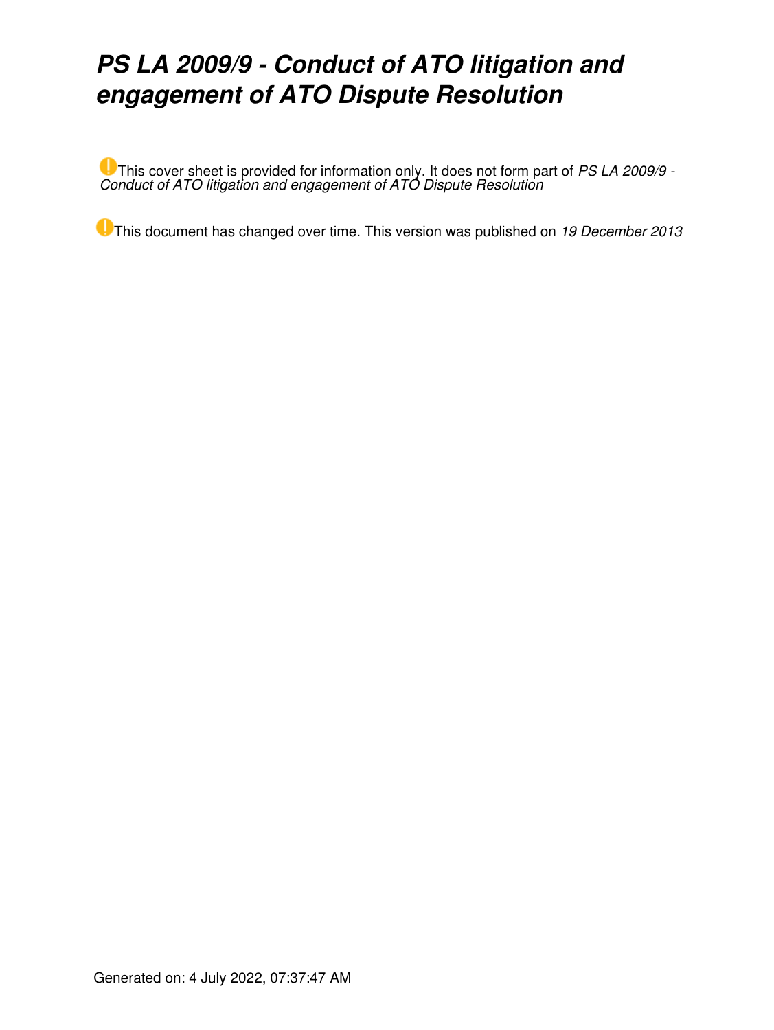# *PS LA 2009/9 - Conduct of ATO litigation and engagement of ATO Dispute Resolution*

This cover sheet is provided for information only. It does not form part of *PS LA 2009/9 - Conduct of ATO litigation and engagement of ATO Dispute Resolution*

This document has changed over time. This version was published on *19 December 2013*

Generated on: 4 July 2022, 07:37:47 AM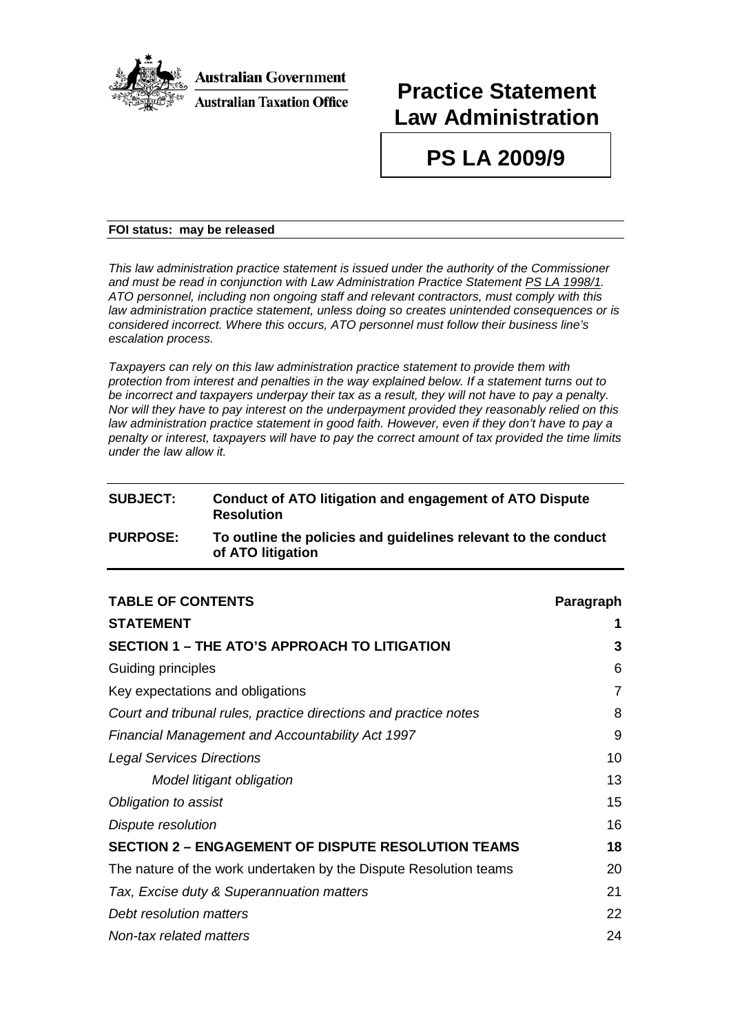Australian Government

Australian Taxation Office

# Practice Statement Law Administration

# PS LA 2009/9

**FOI status: may be released**

*This law administration practice statement is issued under the authority of the Commissioner and must be read in conjunction with Law Administration Practice Statement PS LA 1998/1. ATO personnel, including non ongoing staff and relevant contractors, must comply with this law administration practice statement, unless doing so creates unintended consequences or is considered incorrect. Where this occurs, ATO personnel must follow their business line's escalation process.*

*Taxpayers can rely on this law administration practice statement to provide them with protection from interest and penalties in the way explained below. If a statement turns out to be incorrect and taxpayers underpay their tax as a result, they will not have to pay a penalty. Nor will they have to pay interest on the underpayment provided they reasonably relied on this law administration practice statement in good faith. However, even if they don't have to pay a penalty or interest, taxpayers will have to pay the correct amount of tax provided the time limits under the law allow it.*

| | |
|---|---|
| **SUBJECT:** | **Conduct of ATO litigation and engagement of ATO Dispute Resolution** |
| **PURPOSE:** | **To outline the policies and guidelines relevant to the conduct of ATO litigation** |

| **TABLE OF CONTENTS** | **Paragraph** |
|---|---|
| **STATEMENT** | **1** |
| **SECTION 1 – THE ATO'S APPROACH TO LITIGATION** | **3** |
| Guiding principles | 6 |
| Key expectations and obligations | 7 |
| *Court and tribunal rules, practice directions and practice notes* | 8 |
| *Financial Management and Accountability Act 1997* | 9 |
| *Legal Services Directions* | 10 |
| *Model litigant obligation* | 13 |
| *Obligation to assist* | 15 |
| *Dispute resolution* | 16 |
| **SECTION 2 – ENGAGEMENT OF DISPUTE RESOLUTION TEAMS** | **18** |
| The nature of the work undertaken by the Dispute Resolution teams | 20 |
| *Tax, Excise duty & Superannuation matters* | 21 |
| *Debt resolution matters* | 22 |
| *Non-tax related matters* | 24 |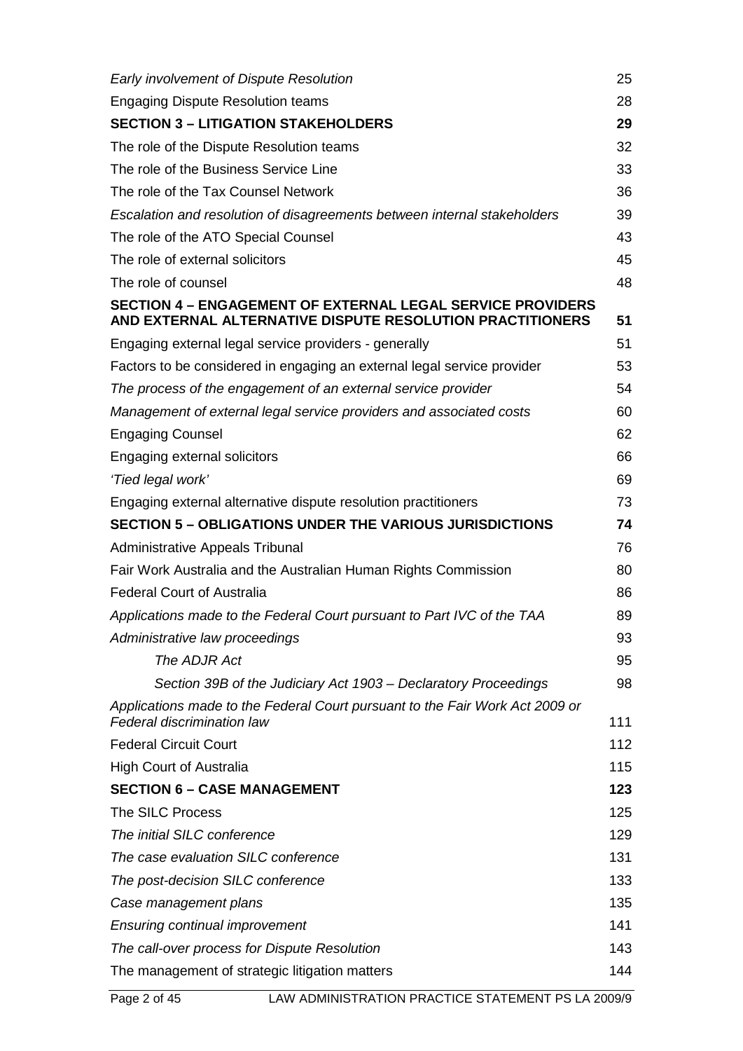| | |
|---|---|
| *Early involvement of Dispute Resolution* | 25 |
| Engaging Dispute Resolution teams | 28 |
| **SECTION 3 – LITIGATION STAKEHOLDERS** | **29** |
| The role of the Dispute Resolution teams | 32 |
| The role of the Business Service Line | 33 |
| The role of the Tax Counsel Network | 36 |
| *Escalation and resolution of disagreements between internal stakeholders* | 39 |
| The role of the ATO Special Counsel | 43 |
| The role of external solicitors | 45 |
| The role of counsel | 48 |
| **SECTION 4 – ENGAGEMENT OF EXTERNAL LEGAL SERVICE PROVIDERS AND EXTERNAL ALTERNATIVE DISPUTE RESOLUTION PRACTITIONERS** | **51** |
| Engaging external legal service providers - generally | 51 |
| Factors to be considered in engaging an external legal service provider | 53 |
| *The process of the engagement of an external service provider* | 54 |
| *Management of external legal service providers and associated costs* | 60 |
| Engaging Counsel | 62 |
| Engaging external solicitors | 66 |
| *'Tied legal work'* | 69 |
| Engaging external alternative dispute resolution practitioners | 73 |
| **SECTION 5 – OBLIGATIONS UNDER THE VARIOUS JURISDICTIONS** | **74** |
| Administrative Appeals Tribunal | 76 |
| Fair Work Australia and the Australian Human Rights Commission | 80 |
| Federal Court of Australia | 86 |
| *Applications made to the Federal Court pursuant to Part IVC of the TAA* | 89 |
| *Administrative law proceedings* | 93 |
| *The ADJR Act* | 95 |
| *Section 39B of the Judiciary Act 1903 – Declaratory Proceedings* | 98 |
| *Applications made to the Federal Court pursuant to the Fair Work Act 2009 or Federal discrimination law* | 111 |
| Federal Circuit Court | 112 |
| High Court of Australia | 115 |
| **SECTION 6 – CASE MANAGEMENT** | **123** |
| The SILC Process | 125 |
| *The initial SILC conference* | 129 |
| *The case evaluation SILC conference* | 131 |
| *The post-decision SILC conference* | 133 |
| *Case management plans* | 135 |
| *Ensuring continual improvement* | 141 |
| *The call-over process for Dispute Resolution* | 143 |
| The management of strategic litigation matters | 144 |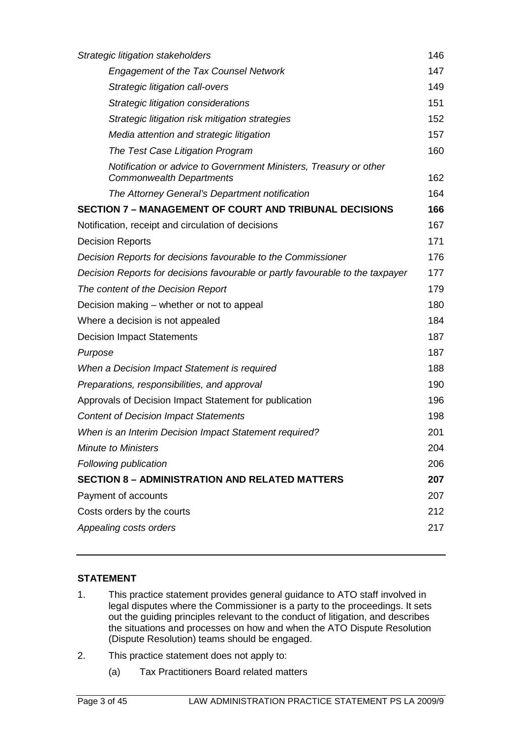| | |
|---|---|
| *Strategic litigation stakeholders* | 146 |
| *Engagement of the Tax Counsel Network* | 147 |
| *Strategic litigation call-overs* | 149 |
| *Strategic litigation considerations* | 151 |
| *Strategic litigation risk mitigation strategies* | 152 |
| *Media attention and strategic litigation* | 157 |
| *The Test Case Litigation Program* | 160 |
| *Notification or advice to Government Ministers, Treasury or other Commonwealth Departments* | 162 |
| *The Attorney General's Department notification* | 164 |
| **SECTION 7 – MANAGEMENT OF COURT AND TRIBUNAL DECISIONS** | **166** |
| Notification, receipt and circulation of decisions | 167 |
| Decision Reports | 171 |
| *Decision Reports for decisions favourable to the Commissioner* | 176 |
| *Decision Reports for decisions favourable or partly favourable to the taxpayer* | 177 |
| *The content of the Decision Report* | 179 |
| Decision making – whether or not to appeal | 180 |
| Where a decision is not appealed | 184 |
| Decision Impact Statements | 187 |
| *Purpose* | 187 |
| *When a Decision Impact Statement is required* | 188 |
| *Preparations, responsibilities, and approval* | 190 |
| Approvals of Decision Impact Statement for publication | 196 |
| *Content of Decision Impact Statements* | 198 |
| *When is an Interim Decision Impact Statement required?* | 201 |
| *Minute to Ministers* | 204 |
| *Following publication* | 206 |
| **SECTION 8 – ADMINISTRATION AND RELATED MATTERS** | **207** |
| Payment of accounts | 207 |
| Costs orders by the courts | 212 |
| *Appealing costs orders* | 217 |

## STATEMENT

1. This practice statement provides general guidance to ATO staff involved in legal disputes where the Commissioner is a party to the proceedings. It sets out the guiding principles relevant to the conduct of litigation, and describes the situations and processes on how and when the ATO Dispute Resolution (Dispute Resolution) teams should be engaged.

2. This practice statement does not apply to:

   (a) Tax Practitioners Board related matters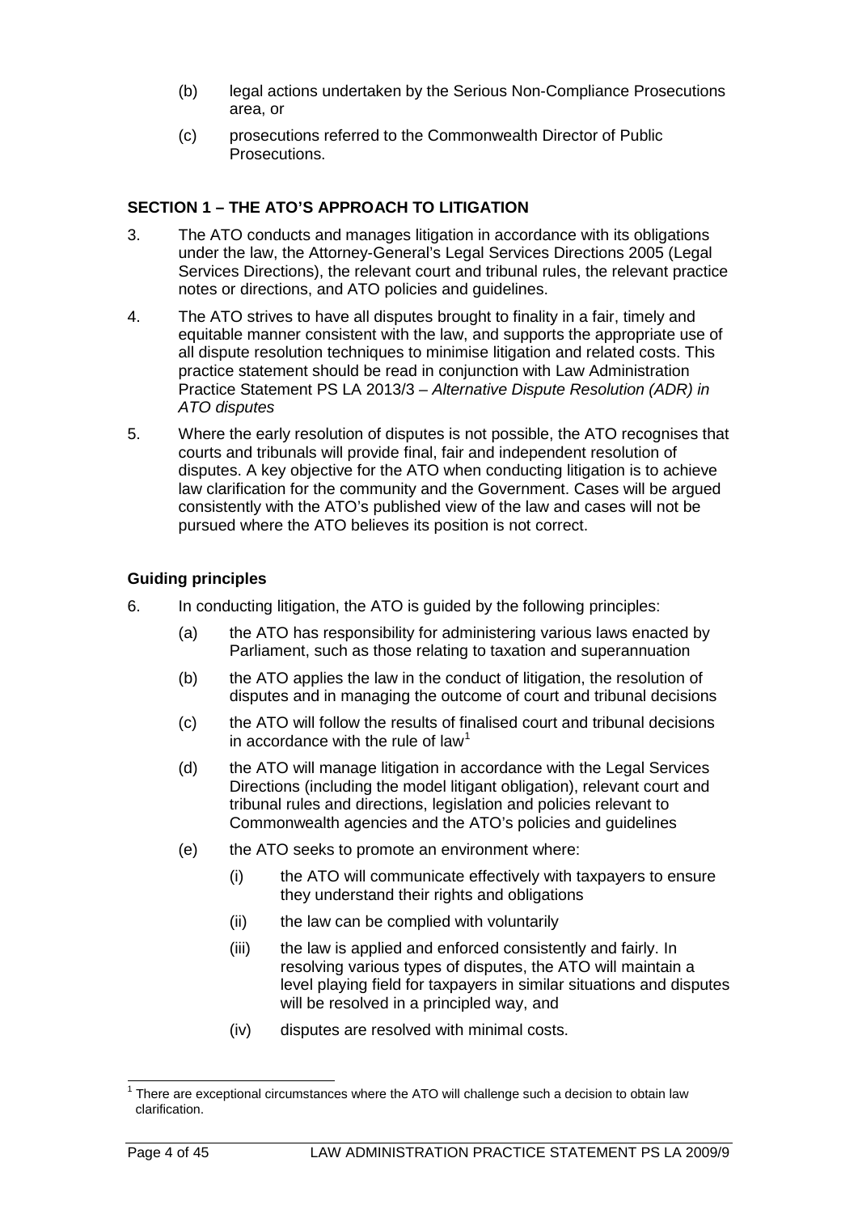(b) legal actions undertaken by the Serious Non-Compliance Prosecutions area, or

(c) prosecutions referred to the Commonwealth Director of Public Prosecutions.

## SECTION 1 – THE ATO'S APPROACH TO LITIGATION

3. The ATO conducts and manages litigation in accordance with its obligations under the law, the Attorney-General's Legal Services Directions 2005 (Legal Services Directions), the relevant court and tribunal rules, the relevant practice notes or directions, and ATO policies and guidelines.

4. The ATO strives to have all disputes brought to finality in a fair, timely and equitable manner consistent with the law, and supports the appropriate use of all dispute resolution techniques to minimise litigation and related costs. This practice statement should be read in conjunction with Law Administration Practice Statement PS LA 2013/3 – *Alternative Dispute Resolution (ADR) in ATO disputes*

5. Where the early resolution of disputes is not possible, the ATO recognises that courts and tribunals will provide final, fair and independent resolution of disputes. A key objective for the ATO when conducting litigation is to achieve law clarification for the community and the Government. Cases will be argued consistently with the ATO's published view of the law and cases will not be pursued where the ATO believes its position is not correct.

### Guiding principles

6. In conducting litigation, the ATO is guided by the following principles:

   (a) the ATO has responsibility for administering various laws enacted by Parliament, such as those relating to taxation and superannuation

   (b) the ATO applies the law in the conduct of litigation, the resolution of disputes and in managing the outcome of court and tribunal decisions

   (c) the ATO will follow the results of finalised court and tribunal decisions in accordance with the rule of law[1]

   (d) the ATO will manage litigation in accordance with the Legal Services Directions (including the model litigant obligation), relevant court and tribunal rules and directions, legislation and policies relevant to Commonwealth agencies and the ATO's policies and guidelines

   (e) the ATO seeks to promote an environment where:

      (i) the ATO will communicate effectively with taxpayers to ensure they understand their rights and obligations

      (ii) the law can be complied with voluntarily

      (iii) the law is applied and enforced consistently and fairly. In resolving various types of disputes, the ATO will maintain a level playing field for taxpayers in similar situations and disputes will be resolved in a principled way, and

      (iv) disputes are resolved with minimal costs.

---

[1] There are exceptional circumstances where the ATO will challenge such a decision to obtain law clarification.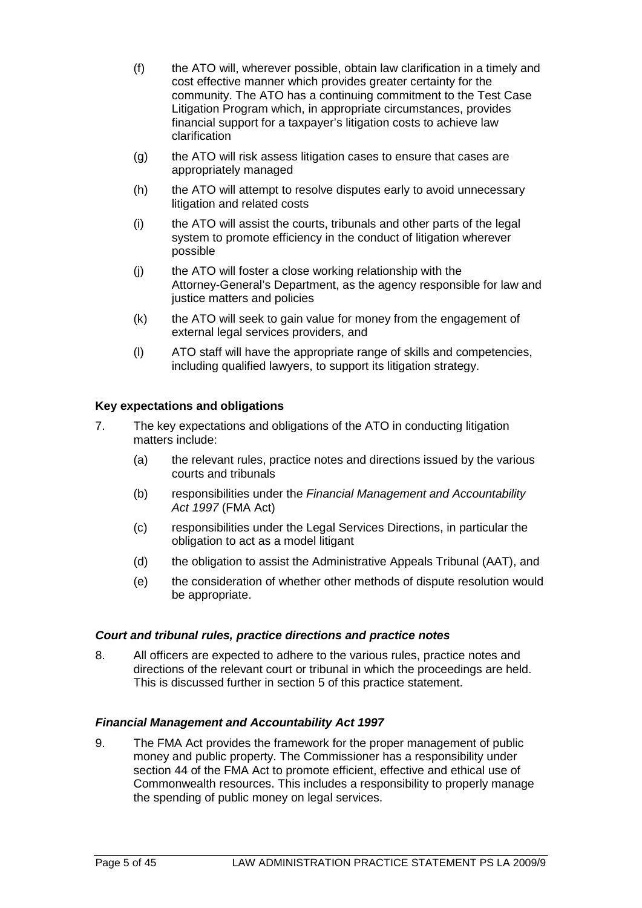(f) the ATO will, wherever possible, obtain law clarification in a timely and cost effective manner which provides greater certainty for the community. The ATO has a continuing commitment to the Test Case Litigation Program which, in appropriate circumstances, provides financial support for a taxpayer's litigation costs to achieve law clarification

(g) the ATO will risk assess litigation cases to ensure that cases are appropriately managed

(h) the ATO will attempt to resolve disputes early to avoid unnecessary litigation and related costs

(i) the ATO will assist the courts, tribunals and other parts of the legal system to promote efficiency in the conduct of litigation wherever possible

(j) the ATO will foster a close working relationship with the Attorney-General's Department, as the agency responsible for law and justice matters and policies

(k) the ATO will seek to gain value for money from the engagement of external legal services providers, and

(l) ATO staff will have the appropriate range of skills and competencies, including qualified lawyers, to support its litigation strategy.

### Key expectations and obligations

7. The key expectations and obligations of the ATO in conducting litigation matters include:

   (a) the relevant rules, practice notes and directions issued by the various courts and tribunals

   (b) responsibilities under the *Financial Management and Accountability Act 1997* (FMA Act)

   (c) responsibilities under the Legal Services Directions, in particular the obligation to act as a model litigant

   (d) the obligation to assist the Administrative Appeals Tribunal (AAT), and

   (e) the consideration of whether other methods of dispute resolution would be appropriate.

#### *Court and tribunal rules, practice directions and practice notes*

8. All officers are expected to adhere to the various rules, practice notes and directions of the relevant court or tribunal in which the proceedings are held. This is discussed further in section 5 of this practice statement.

#### *Financial Management and Accountability Act 1997*

9. The FMA Act provides the framework for the proper management of public money and public property. The Commissioner has a responsibility under section 44 of the FMA Act to promote efficient, effective and ethical use of Commonwealth resources. This includes a responsibility to properly manage the spending of public money on legal services.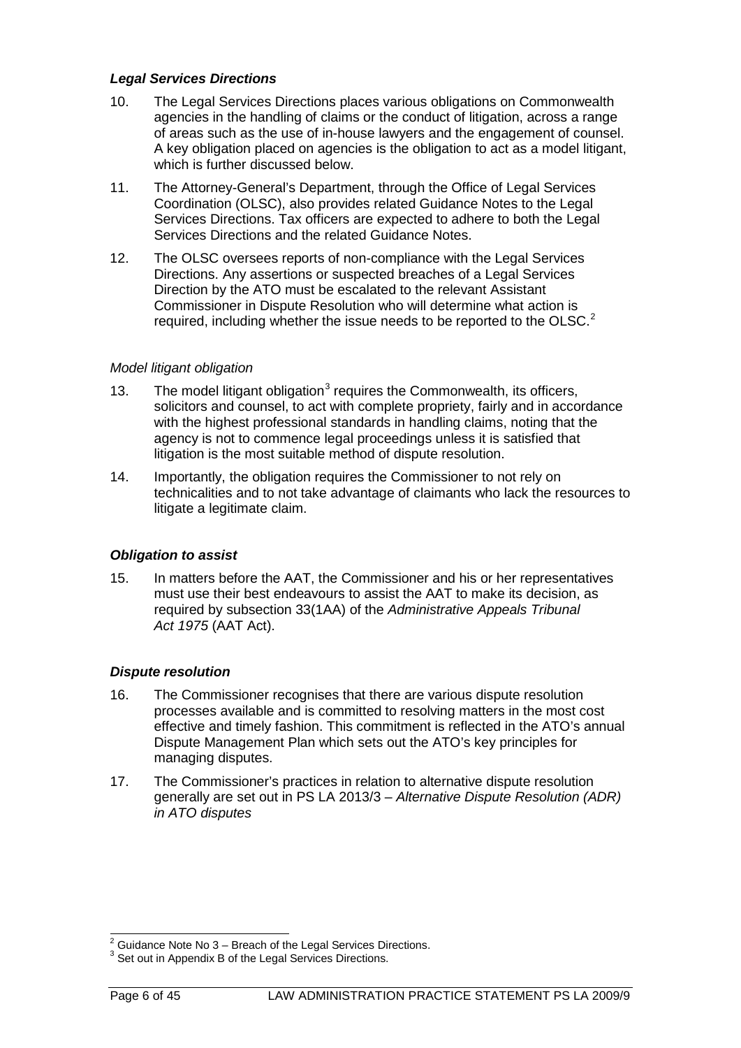### *Legal Services Directions*

10. The Legal Services Directions places various obligations on Commonwealth agencies in the handling of claims or the conduct of litigation, across a range of areas such as the use of in-house lawyers and the engagement of counsel. A key obligation placed on agencies is the obligation to act as a model litigant, which is further discussed below.

11. The Attorney-General's Department, through the Office of Legal Services Coordination (OLSC), also provides related Guidance Notes to the Legal Services Directions. Tax officers are expected to adhere to both the Legal Services Directions and the related Guidance Notes.

12. The OLSC oversees reports of non-compliance with the Legal Services Directions. Any assertions or suspected breaches of a Legal Services Direction by the ATO must be escalated to the relevant Assistant Commissioner in Dispute Resolution who will determine what action is required, including whether the issue needs to be reported to the OLSC.[2]

#### *Model litigant obligation*

13. The model litigant obligation[3] requires the Commonwealth, its officers, solicitors and counsel, to act with complete propriety, fairly and in accordance with the highest professional standards in handling claims, noting that the agency is not to commence legal proceedings unless it is satisfied that litigation is the most suitable method of dispute resolution.

14. Importantly, the obligation requires the Commissioner to not rely on technicalities and to not take advantage of claimants who lack the resources to litigate a legitimate claim.

### *Obligation to assist*

15. In matters before the AAT, the Commissioner and his or her representatives must use their best endeavours to assist the AAT to make its decision, as required by subsection 33(1AA) of the *Administrative Appeals Tribunal Act 1975* (AAT Act).

### *Dispute resolution*

16. The Commissioner recognises that there are various dispute resolution processes available and is committed to resolving matters in the most cost effective and timely fashion. This commitment is reflected in the ATO's annual Dispute Management Plan which sets out the ATO's key principles for managing disputes.

17. The Commissioner's practices in relation to alternative dispute resolution generally are set out in PS LA 2013/3 – *Alternative Dispute Resolution (ADR) in ATO disputes*

---

[2] Guidance Note No 3 – Breach of the Legal Services Directions.

[3] Set out in Appendix B of the Legal Services Directions.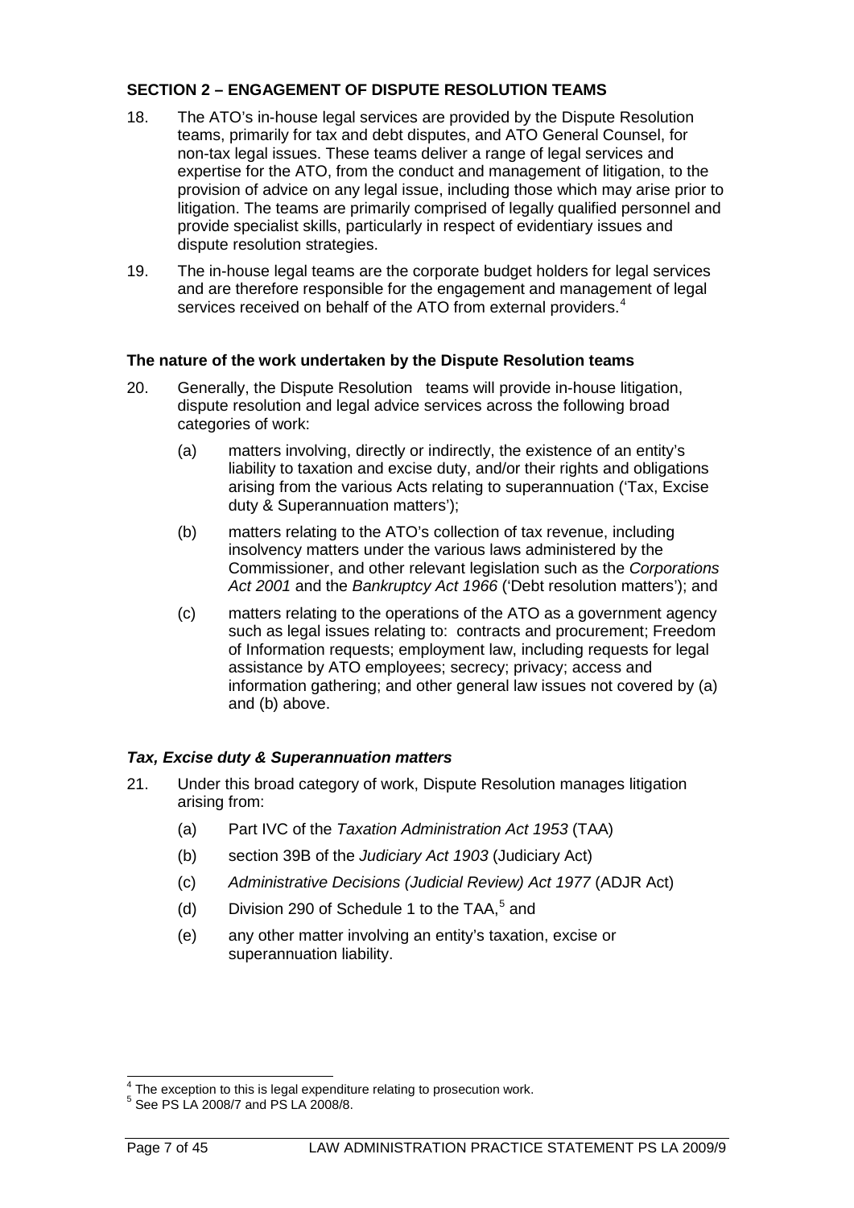## SECTION 2 – ENGAGEMENT OF DISPUTE RESOLUTION TEAMS

18. The ATO's in-house legal services are provided by the Dispute Resolution teams, primarily for tax and debt disputes, and ATO General Counsel, for non-tax legal issues. These teams deliver a range of legal services and expertise for the ATO, from the conduct and management of litigation, to the provision of advice on any legal issue, including those which may arise prior to litigation. The teams are primarily comprised of legally qualified personnel and provide specialist skills, particularly in respect of evidentiary issues and dispute resolution strategies.

19. The in-house legal teams are the corporate budget holders for legal services and are therefore responsible for the engagement and management of legal services received on behalf of the ATO from external providers.[4]

### The nature of the work undertaken by the Dispute Resolution teams

20. Generally, the Dispute Resolution teams will provide in-house litigation, dispute resolution and legal advice services across the following broad categories of work:

    (a) matters involving, directly or indirectly, the existence of an entity's liability to taxation and excise duty, and/or their rights and obligations arising from the various Acts relating to superannuation ('Tax, Excise duty & Superannuation matters');

    (b) matters relating to the ATO's collection of tax revenue, including insolvency matters under the various laws administered by the Commissioner, and other relevant legislation such as the *Corporations Act 2001* and the *Bankruptcy Act 1966* ('Debt resolution matters'); and

    (c) matters relating to the operations of the ATO as a government agency such as legal issues relating to: contracts and procurement; Freedom of Information requests; employment law, including requests for legal assistance by ATO employees; secrecy; privacy; access and information gathering; and other general law issues not covered by (a) and (b) above.

### *Tax, Excise duty & Superannuation matters*

21. Under this broad category of work, Dispute Resolution manages litigation arising from:

    (a) Part IVC of the *Taxation Administration Act 1953* (TAA)

    (b) section 39B of the *Judiciary Act 1903* (Judiciary Act)

    (c) *Administrative Decisions (Judicial Review) Act 1977* (ADJR Act)

    (d) Division 290 of Schedule 1 to the TAA,[5] and

    (e) any other matter involving an entity's taxation, excise or superannuation liability.

---

[4] The exception to this is legal expenditure relating to prosecution work.

[5] See PS LA 2008/7 and PS LA 2008/8.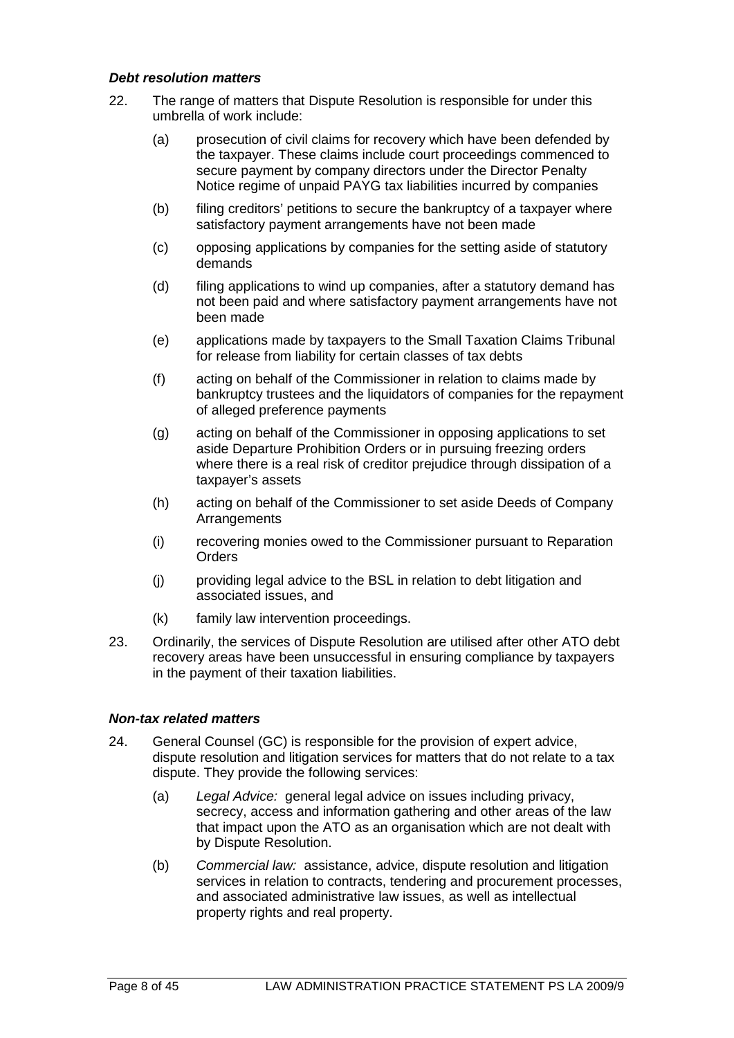### *Debt resolution matters*

22. The range of matters that Dispute Resolution is responsible for under this umbrella of work include:

    (a) prosecution of civil claims for recovery which have been defended by the taxpayer. These claims include court proceedings commenced to secure payment by company directors under the Director Penalty Notice regime of unpaid PAYG tax liabilities incurred by companies

    (b) filing creditors' petitions to secure the bankruptcy of a taxpayer where satisfactory payment arrangements have not been made

    (c) opposing applications by companies for the setting aside of statutory demands

    (d) filing applications to wind up companies, after a statutory demand has not been paid and where satisfactory payment arrangements have not been made

    (e) applications made by taxpayers to the Small Taxation Claims Tribunal for release from liability for certain classes of tax debts

    (f) acting on behalf of the Commissioner in relation to claims made by bankruptcy trustees and the liquidators of companies for the repayment of alleged preference payments

    (g) acting on behalf of the Commissioner in opposing applications to set aside Departure Prohibition Orders or in pursuing freezing orders where there is a real risk of creditor prejudice through dissipation of a taxpayer's assets

    (h) acting on behalf of the Commissioner to set aside Deeds of Company Arrangements

    (i) recovering monies owed to the Commissioner pursuant to Reparation Orders

    (j) providing legal advice to the BSL in relation to debt litigation and associated issues, and

    (k) family law intervention proceedings.

23. Ordinarily, the services of Dispute Resolution are utilised after other ATO debt recovery areas have been unsuccessful in ensuring compliance by taxpayers in the payment of their taxation liabilities.

### *Non-tax related matters*

24. General Counsel (GC) is responsible for the provision of expert advice, dispute resolution and litigation services for matters that do not relate to a tax dispute. They provide the following services:

    (a) *Legal Advice:* general legal advice on issues including privacy, secrecy, access and information gathering and other areas of the law that impact upon the ATO as an organisation which are not dealt with by Dispute Resolution.

    (b) *Commercial law:* assistance, advice, dispute resolution and litigation services in relation to contracts, tendering and procurement processes, and associated administrative law issues, as well as intellectual property rights and real property.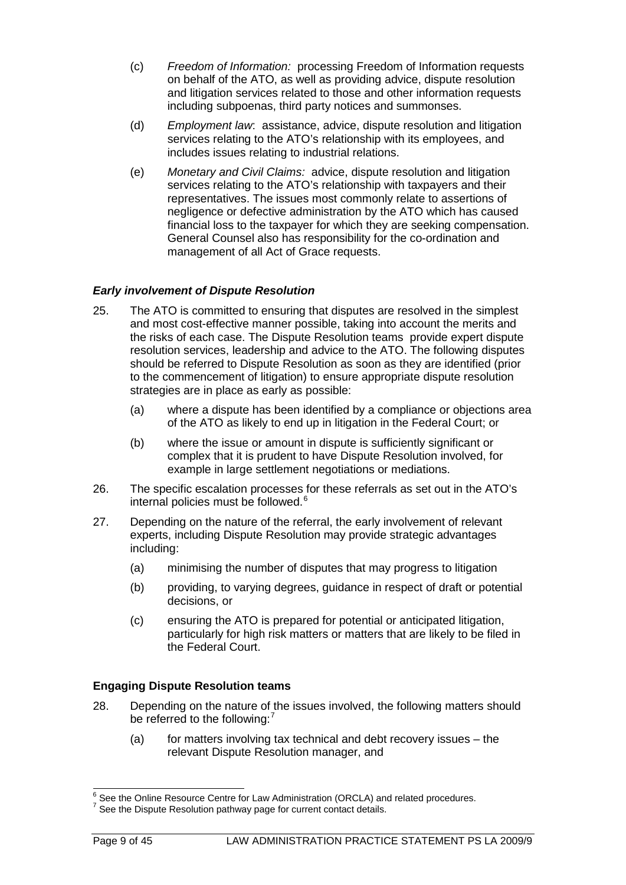(c) *Freedom of Information:* processing Freedom of Information requests on behalf of the ATO, as well as providing advice, dispute resolution and litigation services related to those and other information requests including subpoenas, third party notices and summonses.

(d) *Employment law*: assistance, advice, dispute resolution and litigation services relating to the ATO's relationship with its employees, and includes issues relating to industrial relations.

(e) *Monetary and Civil Claims:* advice, dispute resolution and litigation services relating to the ATO's relationship with taxpayers and their representatives. The issues most commonly relate to assertions of negligence or defective administration by the ATO which has caused financial loss to the taxpayer for which they are seeking compensation. General Counsel also has responsibility for the co-ordination and management of all Act of Grace requests.

### *Early involvement of Dispute Resolution*

25. The ATO is committed to ensuring that disputes are resolved in the simplest and most cost-effective manner possible, taking into account the merits and the risks of each case. The Dispute Resolution teams provide expert dispute resolution services, leadership and advice to the ATO. The following disputes should be referred to Dispute Resolution as soon as they are identified (prior to the commencement of litigation) to ensure appropriate dispute resolution strategies are in place as early as possible:

    (a) where a dispute has been identified by a compliance or objections area of the ATO as likely to end up in litigation in the Federal Court; or

    (b) where the issue or amount in dispute is sufficiently significant or complex that it is prudent to have Dispute Resolution involved, for example in large settlement negotiations or mediations.

26. The specific escalation processes for these referrals as set out in the ATO's internal policies must be followed.[6]

27. Depending on the nature of the referral, the early involvement of relevant experts, including Dispute Resolution may provide strategic advantages including:

    (a) minimising the number of disputes that may progress to litigation

    (b) providing, to varying degrees, guidance in respect of draft or potential decisions, or

    (c) ensuring the ATO is prepared for potential or anticipated litigation, particularly for high risk matters or matters that are likely to be filed in the Federal Court.

### Engaging Dispute Resolution teams

28. Depending on the nature of the issues involved, the following matters should be referred to the following:[7]

    (a) for matters involving tax technical and debt recovery issues – the relevant Dispute Resolution manager, and

---

[6] See the Online Resource Centre for Law Administration (ORCLA) and related procedures.

[7] See the Dispute Resolution pathway page for current contact details.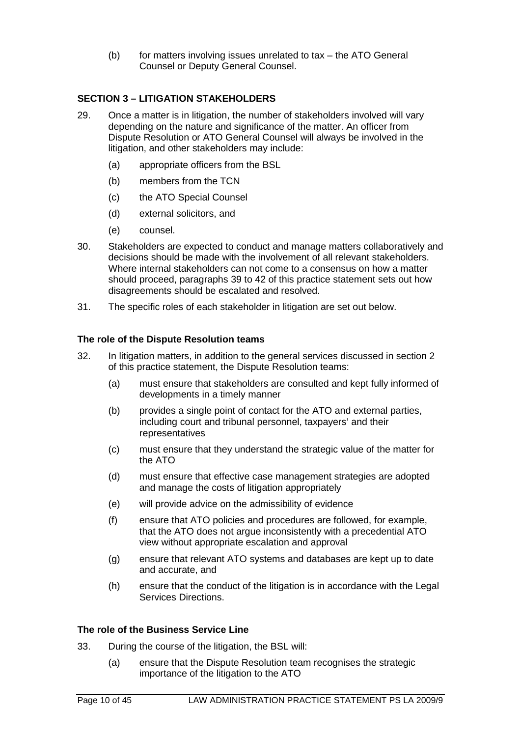(b) for matters involving issues unrelated to tax – the ATO General Counsel or Deputy General Counsel.

## SECTION 3 – LITIGATION STAKEHOLDERS

29. Once a matter is in litigation, the number of stakeholders involved will vary depending on the nature and significance of the matter. An officer from Dispute Resolution or ATO General Counsel will always be involved in the litigation, and other stakeholders may include:

    (a) appropriate officers from the BSL

    (b) members from the TCN

    (c) the ATO Special Counsel

    (d) external solicitors, and

    (e) counsel.

30. Stakeholders are expected to conduct and manage matters collaboratively and decisions should be made with the involvement of all relevant stakeholders. Where internal stakeholders can not come to a consensus on how a matter should proceed, paragraphs 39 to 42 of this practice statement sets out how disagreements should be escalated and resolved.

31. The specific roles of each stakeholder in litigation are set out below.

### The role of the Dispute Resolution teams

32. In litigation matters, in addition to the general services discussed in section 2 of this practice statement, the Dispute Resolution teams:

    (a) must ensure that stakeholders are consulted and kept fully informed of developments in a timely manner

    (b) provides a single point of contact for the ATO and external parties, including court and tribunal personnel, taxpayers' and their representatives

    (c) must ensure that they understand the strategic value of the matter for the ATO

    (d) must ensure that effective case management strategies are adopted and manage the costs of litigation appropriately

    (e) will provide advice on the admissibility of evidence

    (f) ensure that ATO policies and procedures are followed, for example, that the ATO does not argue inconsistently with a precedential ATO view without appropriate escalation and approval

    (g) ensure that relevant ATO systems and databases are kept up to date and accurate, and

    (h) ensure that the conduct of the litigation is in accordance with the Legal Services Directions.

### The role of the Business Service Line

33. During the course of the litigation, the BSL will:

    (a) ensure that the Dispute Resolution team recognises the strategic importance of the litigation to the ATO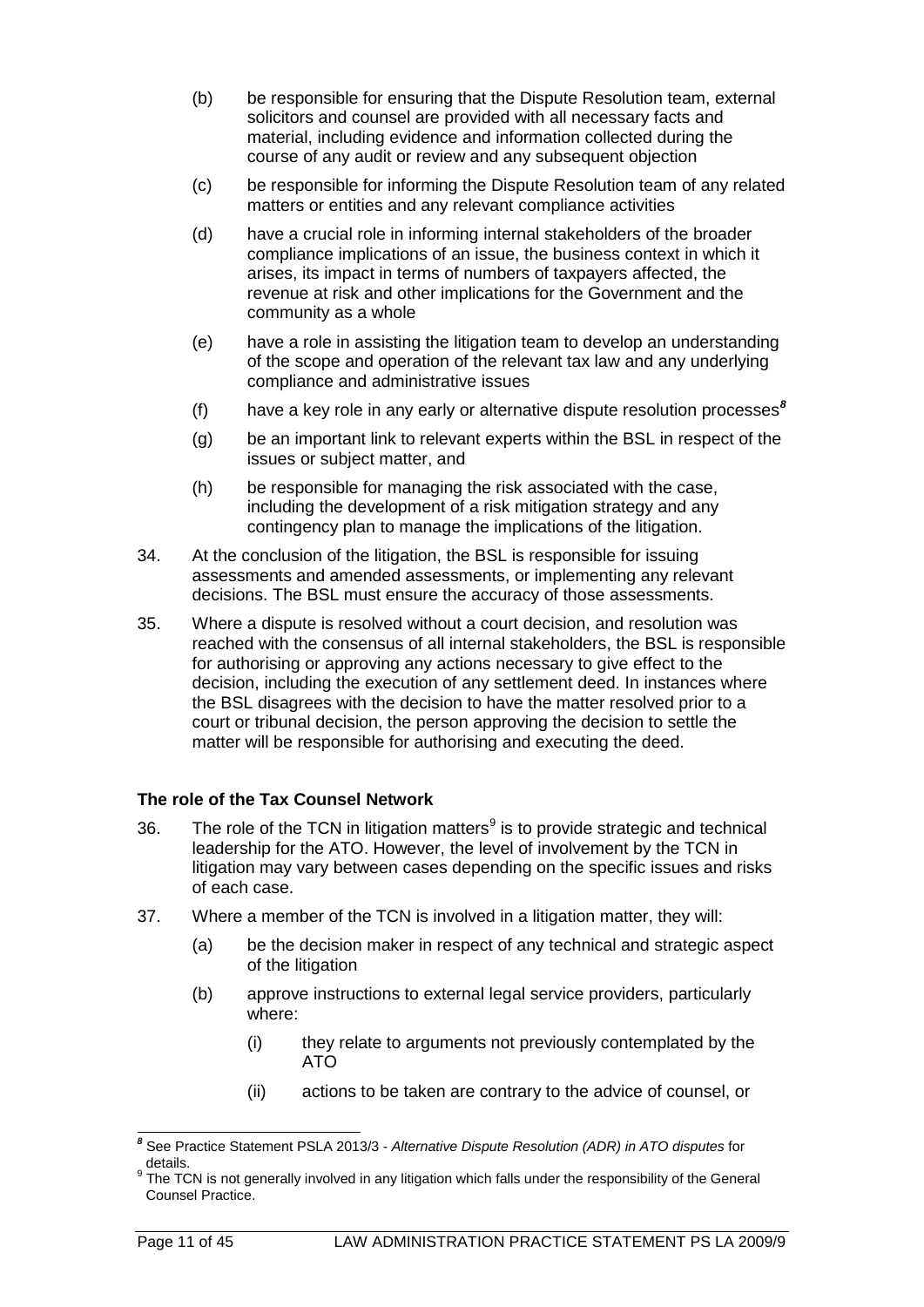(b) be responsible for ensuring that the Dispute Resolution team, external solicitors and counsel are provided with all necessary facts and material, including evidence and information collected during the course of any audit or review and any subsequent objection

(c) be responsible for informing the Dispute Resolution team of any related matters or entities and any relevant compliance activities

(d) have a crucial role in informing internal stakeholders of the broader compliance implications of an issue, the business context in which it arises, its impact in terms of numbers of taxpayers affected, the revenue at risk and other implications for the Government and the community as a whole

(e) have a role in assisting the litigation team to develop an understanding of the scope and operation of the relevant tax law and any underlying compliance and administrative issues

(f) have a key role in any early or alternative dispute resolution processes[8]

(g) be an important link to relevant experts within the BSL in respect of the issues or subject matter, and

(h) be responsible for managing the risk associated with the case, including the development of a risk mitigation strategy and any contingency plan to manage the implications of the litigation.

34. At the conclusion of the litigation, the BSL is responsible for issuing assessments and amended assessments, or implementing any relevant decisions. The BSL must ensure the accuracy of those assessments.

35. Where a dispute is resolved without a court decision, and resolution was reached with the consensus of all internal stakeholders, the BSL is responsible for authorising or approving any actions necessary to give effect to the decision, including the execution of any settlement deed. In instances where the BSL disagrees with the decision to have the matter resolved prior to a court or tribunal decision, the person approving the decision to settle the matter will be responsible for authorising and executing the deed.

**The role of the Tax Counsel Network**

36. The role of the TCN in litigation matters[9] is to provide strategic and technical leadership for the ATO. However, the level of involvement by the TCN in litigation may vary between cases depending on the specific issues and risks of each case.

37. Where a member of the TCN is involved in a litigation matter, they will:

(a) be the decision maker in respect of any technical and strategic aspect of the litigation

(b) approve instructions to external legal service providers, particularly where:

(i) they relate to arguments not previously contemplated by the ATO

(ii) actions to be taken are contrary to the advice of counsel, or

---

[8] See Practice Statement PSLA 2013/3 - *Alternative Dispute Resolution (ADR) in ATO disputes* for details.

[9] The TCN is not generally involved in any litigation which falls under the responsibility of the General Counsel Practice.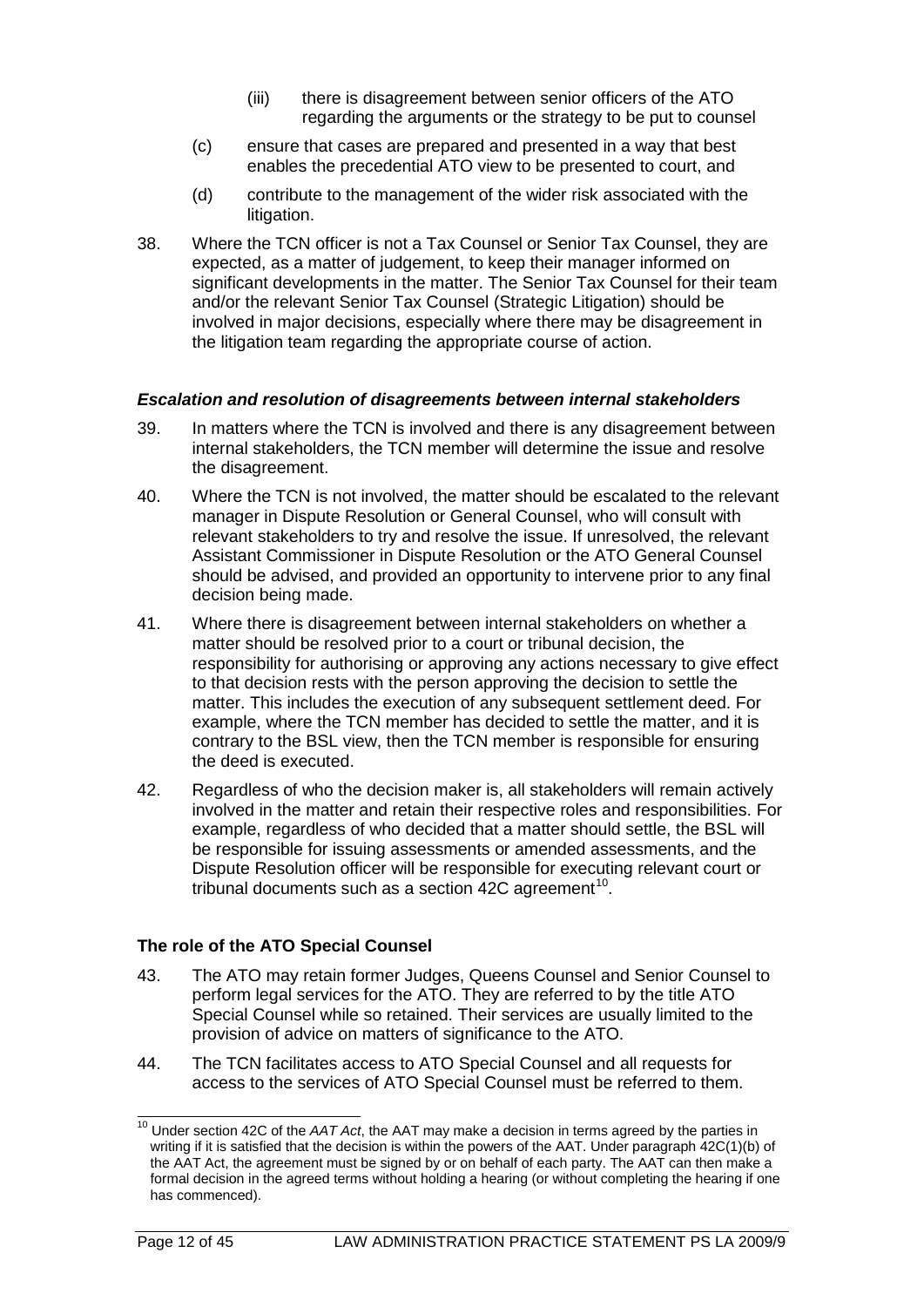(iii) there is disagreement between senior officers of the ATO regarding the arguments or the strategy to be put to counsel

(c) ensure that cases are prepared and presented in a way that best enables the precedential ATO view to be presented to court, and

(d) contribute to the management of the wider risk associated with the litigation.

38. Where the TCN officer is not a Tax Counsel or Senior Tax Counsel, they are expected, as a matter of judgement, to keep their manager informed on significant developments in the matter. The Senior Tax Counsel for their team and/or the relevant Senior Tax Counsel (Strategic Litigation) should be involved in major decisions, especially where there may be disagreement in the litigation team regarding the appropriate course of action.

### *Escalation and resolution of disagreements between internal stakeholders*

39. In matters where the TCN is involved and there is any disagreement between internal stakeholders, the TCN member will determine the issue and resolve the disagreement.

40. Where the TCN is not involved, the matter should be escalated to the relevant manager in Dispute Resolution or General Counsel, who will consult with relevant stakeholders to try and resolve the issue. If unresolved, the relevant Assistant Commissioner in Dispute Resolution or the ATO General Counsel should be advised, and provided an opportunity to intervene prior to any final decision being made.

41. Where there is disagreement between internal stakeholders on whether a matter should be resolved prior to a court or tribunal decision, the responsibility for authorising or approving any actions necessary to give effect to that decision rests with the person approving the decision to settle the matter. This includes the execution of any subsequent settlement deed. For example, where the TCN member has decided to settle the matter, and it is contrary to the BSL view, then the TCN member is responsible for ensuring the deed is executed.

42. Regardless of who the decision maker is, all stakeholders will remain actively involved in the matter and retain their respective roles and responsibilities. For example, regardless of who decided that a matter should settle, the BSL will be responsible for issuing assessments or amended assessments, and the Dispute Resolution officer will be responsible for executing relevant court or tribunal documents such as a section 42C agreement[10].

## The role of the ATO Special Counsel

43. The ATO may retain former Judges, Queens Counsel and Senior Counsel to perform legal services for the ATO. They are referred to by the title ATO Special Counsel while so retained. Their services are usually limited to the provision of advice on matters of significance to the ATO.

44. The TCN facilitates access to ATO Special Counsel and all requests for access to the services of ATO Special Counsel must be referred to them.

---

[10] Under section 42C of the *AAT Act*, the AAT may make a decision in terms agreed by the parties in writing if it is satisfied that the decision is within the powers of the AAT. Under paragraph 42C(1)(b) of the AAT Act, the agreement must be signed by or on behalf of each party. The AAT can then make a formal decision in the agreed terms without holding a hearing (or without completing the hearing if one has commenced).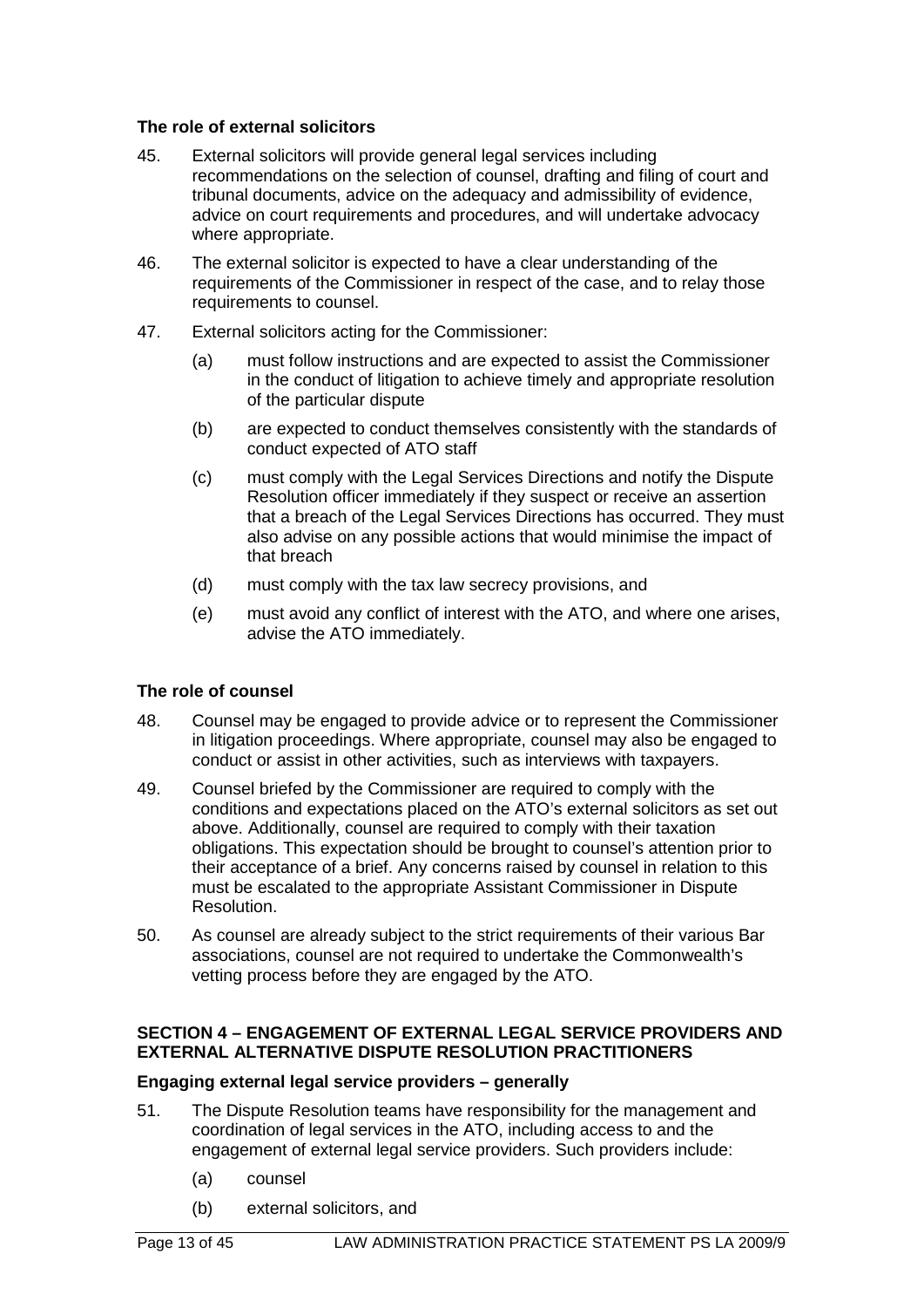### The role of external solicitors

45. External solicitors will provide general legal services including recommendations on the selection of counsel, drafting and filing of court and tribunal documents, advice on the adequacy and admissibility of evidence, advice on court requirements and procedures, and will undertake advocacy where appropriate.

46. The external solicitor is expected to have a clear understanding of the requirements of the Commissioner in respect of the case, and to relay those requirements to counsel.

47. External solicitors acting for the Commissioner:

    (a) must follow instructions and are expected to assist the Commissioner in the conduct of litigation to achieve timely and appropriate resolution of the particular dispute

    (b) are expected to conduct themselves consistently with the standards of conduct expected of ATO staff

    (c) must comply with the Legal Services Directions and notify the Dispute Resolution officer immediately if they suspect or receive an assertion that a breach of the Legal Services Directions has occurred. They must also advise on any possible actions that would minimise the impact of that breach

    (d) must comply with the tax law secrecy provisions, and

    (e) must avoid any conflict of interest with the ATO, and where one arises, advise the ATO immediately.

### The role of counsel

48. Counsel may be engaged to provide advice or to represent the Commissioner in litigation proceedings. Where appropriate, counsel may also be engaged to conduct or assist in other activities, such as interviews with taxpayers.

49. Counsel briefed by the Commissioner are required to comply with the conditions and expectations placed on the ATO's external solicitors as set out above. Additionally, counsel are required to comply with their taxation obligations. This expectation should be brought to counsel's attention prior to their acceptance of a brief. Any concerns raised by counsel in relation to this must be escalated to the appropriate Assistant Commissioner in Dispute Resolution.

50. As counsel are already subject to the strict requirements of their various Bar associations, counsel are not required to undertake the Commonwealth's vetting process before they are engaged by the ATO.

## SECTION 4 – ENGAGEMENT OF EXTERNAL LEGAL SERVICE PROVIDERS AND EXTERNAL ALTERNATIVE DISPUTE RESOLUTION PRACTITIONERS

### Engaging external legal service providers – generally

51. The Dispute Resolution teams have responsibility for the management and coordination of legal services in the ATO, including access to and the engagement of external legal service providers. Such providers include:

    (a) counsel

    (b) external solicitors, and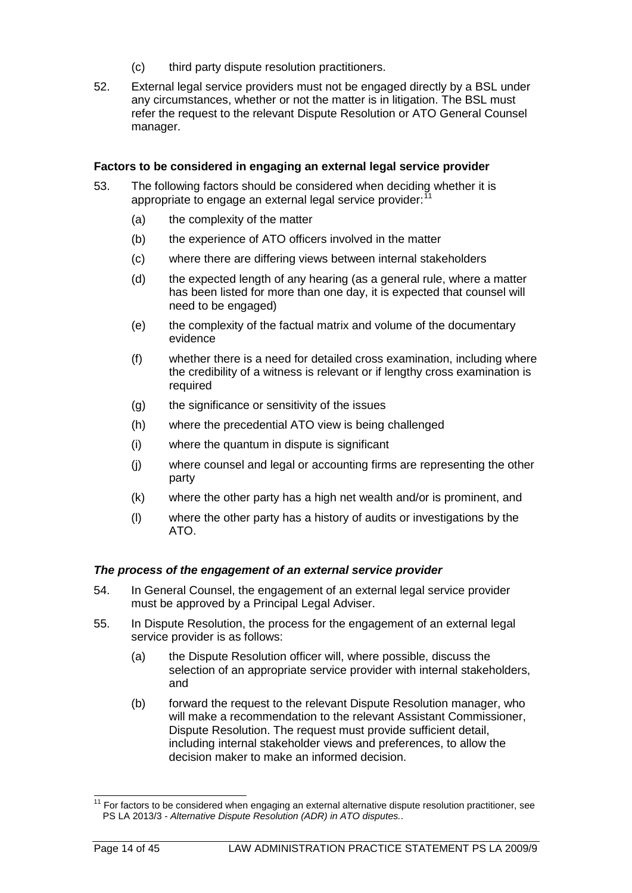(c) third party dispute resolution practitioners.

52. External legal service providers must not be engaged directly by a BSL under any circumstances, whether or not the matter is in litigation. The BSL must refer the request to the relevant Dispute Resolution or ATO General Counsel manager.

### Factors to be considered in engaging an external legal service provider

53. The following factors should be considered when deciding whether it is appropriate to engage an external legal service provider:[11]

(a) the complexity of the matter

(b) the experience of ATO officers involved in the matter

(c) where there are differing views between internal stakeholders

(d) the expected length of any hearing (as a general rule, where a matter has been listed for more than one day, it is expected that counsel will need to be engaged)

(e) the complexity of the factual matrix and volume of the documentary evidence

(f) whether there is a need for detailed cross examination, including where the credibility of a witness is relevant or if lengthy cross examination is required

(g) the significance or sensitivity of the issues

(h) where the precedential ATO view is being challenged

(i) where the quantum in dispute is significant

(j) where counsel and legal or accounting firms are representing the other party

(k) where the other party has a high net wealth and/or is prominent, and

(l) where the other party has a history of audits or investigations by the ATO.

#### *The process of the engagement of an external service provider*

54. In General Counsel, the engagement of an external legal service provider must be approved by a Principal Legal Adviser.

55. In Dispute Resolution, the process for the engagement of an external legal service provider is as follows:

(a) the Dispute Resolution officer will, where possible, discuss the selection of an appropriate service provider with internal stakeholders, and

(b) forward the request to the relevant Dispute Resolution manager, who will make a recommendation to the relevant Assistant Commissioner, Dispute Resolution. The request must provide sufficient detail, including internal stakeholder views and preferences, to allow the decision maker to make an informed decision.

---

[11] For factors to be considered when engaging an external alternative dispute resolution practitioner, see PS LA 2013/3 - *Alternative Dispute Resolution (ADR) in ATO disputes.*.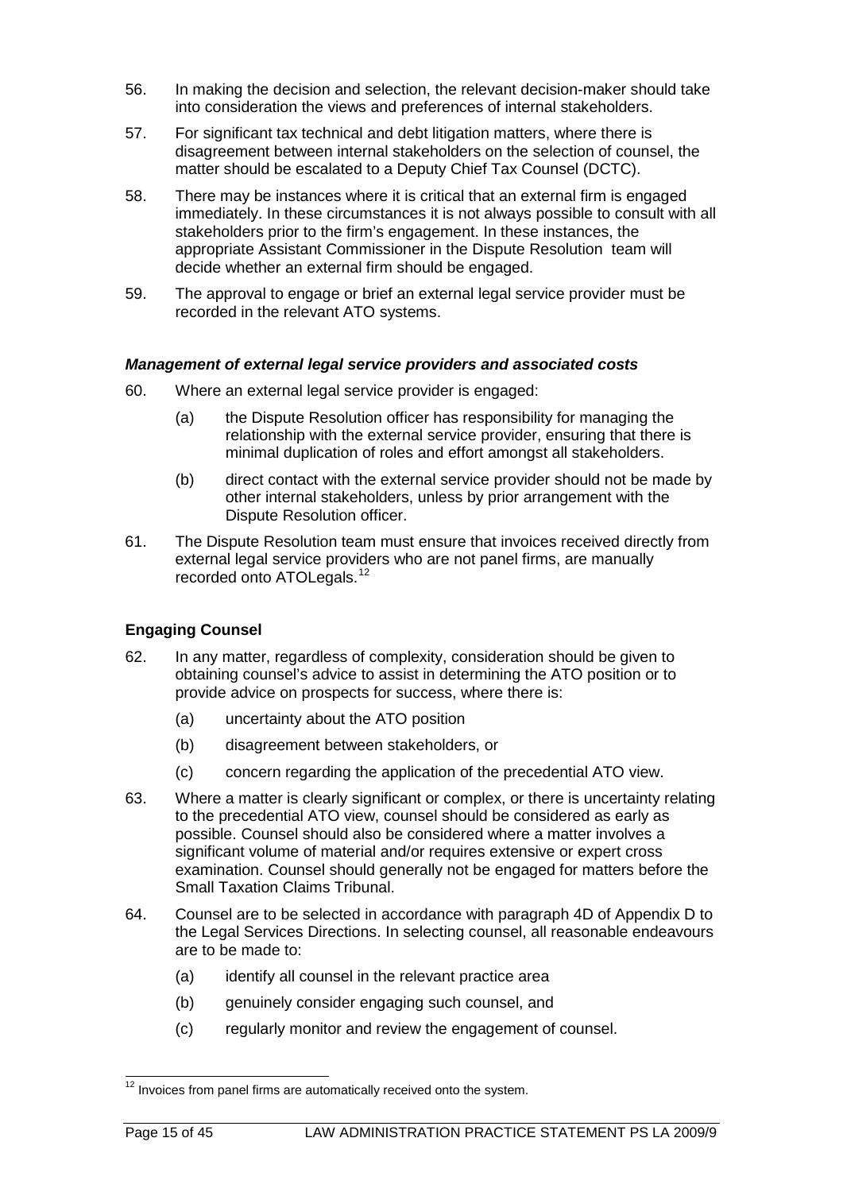56. In making the decision and selection, the relevant decision-maker should take into consideration the views and preferences of internal stakeholders.

57. For significant tax technical and debt litigation matters, where there is disagreement between internal stakeholders on the selection of counsel, the matter should be escalated to a Deputy Chief Tax Counsel (DCTC).

58. There may be instances where it is critical that an external firm is engaged immediately. In these circumstances it is not always possible to consult with all stakeholders prior to the firm's engagement. In these instances, the appropriate Assistant Commissioner in the Dispute Resolution team will decide whether an external firm should be engaged.

59. The approval to engage or brief an external legal service provider must be recorded in the relevant ATO systems.

#### *Management of external legal service providers and associated costs*

60. Where an external legal service provider is engaged:

    (a) the Dispute Resolution officer has responsibility for managing the relationship with the external service provider, ensuring that there is minimal duplication of roles and effort amongst all stakeholders.

    (b) direct contact with the external service provider should not be made by other internal stakeholders, unless by prior arrangement with the Dispute Resolution officer.

61. The Dispute Resolution team must ensure that invoices received directly from external legal service providers who are not panel firms, are manually recorded onto ATOLegals.[12]

### Engaging Counsel

62. In any matter, regardless of complexity, consideration should be given to obtaining counsel's advice to assist in determining the ATO position or to provide advice on prospects for success, where there is:

    (a) uncertainty about the ATO position

    (b) disagreement between stakeholders, or

    (c) concern regarding the application of the precedential ATO view.

63. Where a matter is clearly significant or complex, or there is uncertainty relating to the precedential ATO view, counsel should be considered as early as possible. Counsel should also be considered where a matter involves a significant volume of material and/or requires extensive or expert cross examination. Counsel should generally not be engaged for matters before the Small Taxation Claims Tribunal.

64. Counsel are to be selected in accordance with paragraph 4D of Appendix D to the Legal Services Directions. In selecting counsel, all reasonable endeavours are to be made to:

    (a) identify all counsel in the relevant practice area

    (b) genuinely consider engaging such counsel, and

    (c) regularly monitor and review the engagement of counsel.

---

[12] Invoices from panel firms are automatically received onto the system.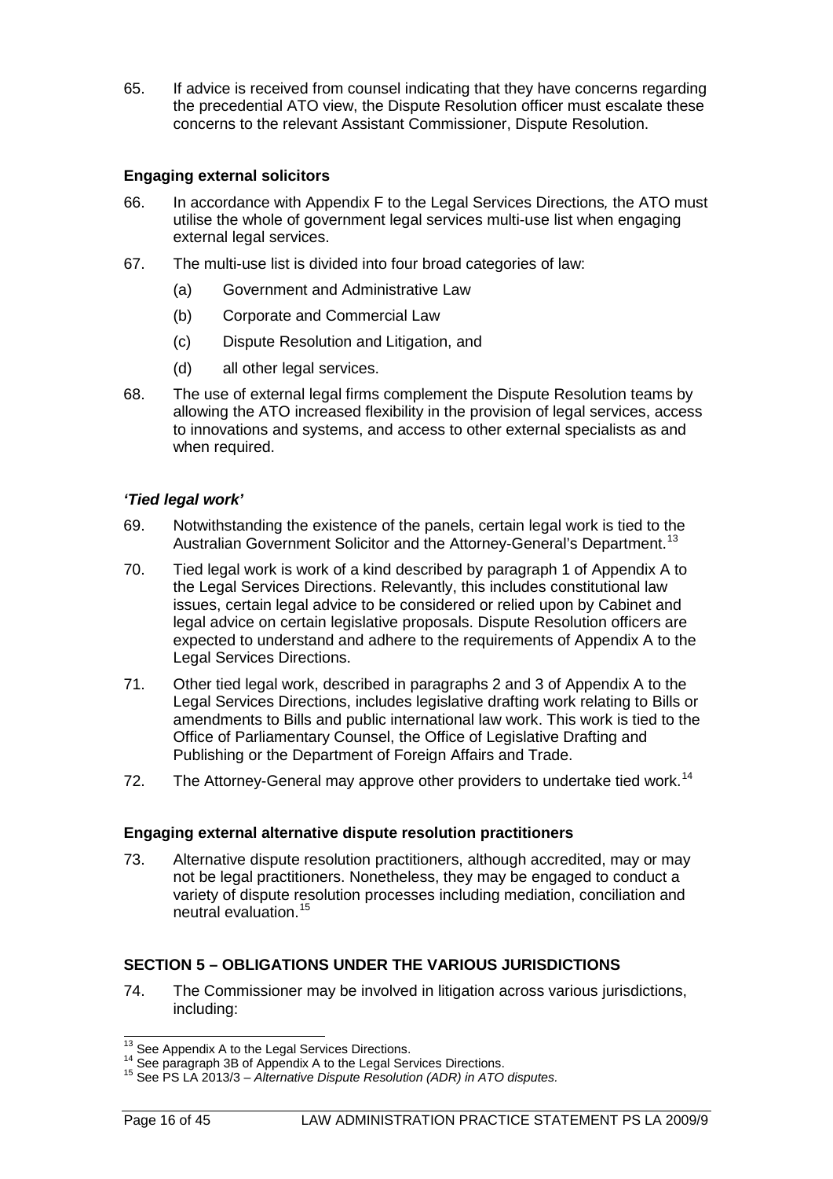65. If advice is received from counsel indicating that they have concerns regarding the precedential ATO view, the Dispute Resolution officer must escalate these concerns to the relevant Assistant Commissioner, Dispute Resolution.

### Engaging external solicitors

66. In accordance with Appendix F to the Legal Services Directions*,* the ATO must utilise the whole of government legal services multi-use list when engaging external legal services.

67. The multi-use list is divided into four broad categories of law:

   (a) Government and Administrative Law

   (b) Corporate and Commercial Law

   (c) Dispute Resolution and Litigation, and

   (d) all other legal services.

68. The use of external legal firms complement the Dispute Resolution teams by allowing the ATO increased flexibility in the provision of legal services, access to innovations and systems, and access to other external specialists as and when required.

#### *'Tied legal work'*

69. Notwithstanding the existence of the panels, certain legal work is tied to the Australian Government Solicitor and the Attorney-General's Department.[13]

70. Tied legal work is work of a kind described by paragraph 1 of Appendix A to the Legal Services Directions. Relevantly, this includes constitutional law issues, certain legal advice to be considered or relied upon by Cabinet and legal advice on certain legislative proposals. Dispute Resolution officers are expected to understand and adhere to the requirements of Appendix A to the Legal Services Directions.

71. Other tied legal work, described in paragraphs 2 and 3 of Appendix A to the Legal Services Directions, includes legislative drafting work relating to Bills or amendments to Bills and public international law work. This work is tied to the Office of Parliamentary Counsel, the Office of Legislative Drafting and Publishing or the Department of Foreign Affairs and Trade.

72. The Attorney-General may approve other providers to undertake tied work.[14]

### Engaging external alternative dispute resolution practitioners

73. Alternative dispute resolution practitioners, although accredited, may or may not be legal practitioners. Nonetheless, they may be engaged to conduct a variety of dispute resolution processes including mediation, conciliation and neutral evaluation.[15]

## SECTION 5 – OBLIGATIONS UNDER THE VARIOUS JURISDICTIONS

74. The Commissioner may be involved in litigation across various jurisdictions, including:

---

[13] See Appendix A to the Legal Services Directions.

[14] See paragraph 3B of Appendix A to the Legal Services Directions.

[15] See PS LA 2013/3 – *Alternative Dispute Resolution (ADR) in ATO disputes*.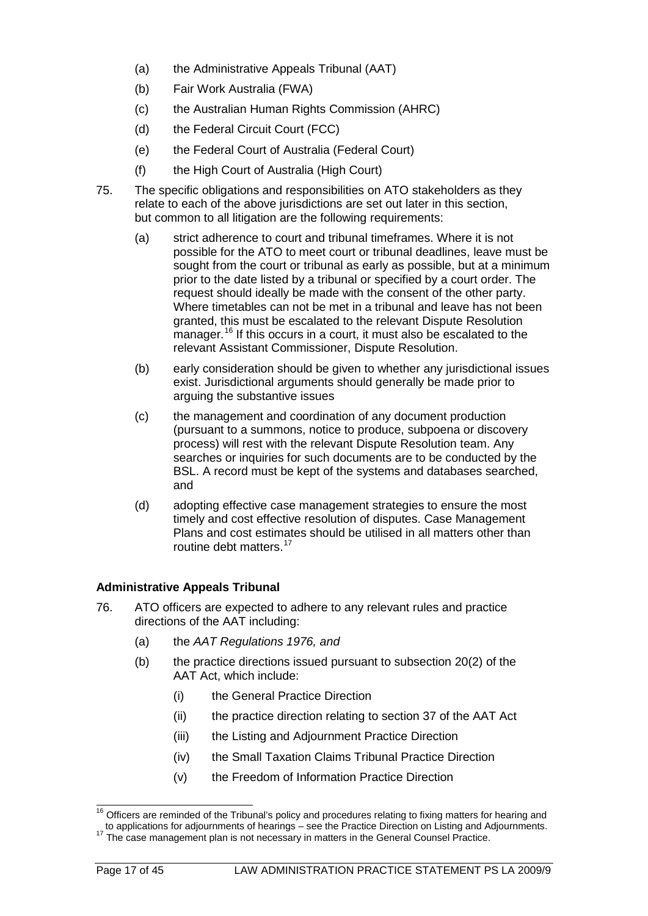(a) the Administrative Appeals Tribunal (AAT)

(b) Fair Work Australia (FWA)

(c) the Australian Human Rights Commission (AHRC)

(d) the Federal Circuit Court (FCC)

(e) the Federal Court of Australia (Federal Court)

(f) the High Court of Australia (High Court)

75. The specific obligations and responsibilities on ATO stakeholders as they relate to each of the above jurisdictions are set out later in this section, but common to all litigation are the following requirements:

(a) strict adherence to court and tribunal timeframes. Where it is not possible for the ATO to meet court or tribunal deadlines, leave must be sought from the court or tribunal as early as possible, but at a minimum prior to the date listed by a tribunal or specified by a court order. The request should ideally be made with the consent of the other party. Where timetables can not be met in a tribunal and leave has not been granted, this must be escalated to the relevant Dispute Resolution manager.[16] If this occurs in a court, it must also be escalated to the relevant Assistant Commissioner, Dispute Resolution.

(b) early consideration should be given to whether any jurisdictional issues exist. Jurisdictional arguments should generally be made prior to arguing the substantive issues

(c) the management and coordination of any document production (pursuant to a summons, notice to produce, subpoena or discovery process) will rest with the relevant Dispute Resolution team. Any searches or inquiries for such documents are to be conducted by the BSL. A record must be kept of the systems and databases searched, and

(d) adopting effective case management strategies to ensure the most timely and cost effective resolution of disputes. Case Management Plans and cost estimates should be utilised in all matters other than routine debt matters.[17]

**Administrative Appeals Tribunal**

76. ATO officers are expected to adhere to any relevant rules and practice directions of the AAT including:

(a) the *AAT Regulations 1976, and*

(b) the practice directions issued pursuant to subsection 20(2) of the AAT Act, which include:

(i) the General Practice Direction

(ii) the practice direction relating to section 37 of the AAT Act

(iii) the Listing and Adjournment Practice Direction

(iv) the Small Taxation Claims Tribunal Practice Direction

(v) the Freedom of Information Practice Direction

---

[16] Officers are reminded of the Tribunal's policy and procedures relating to fixing matters for hearing and to applications for adjournments of hearings – see the Practice Direction on Listing and Adjournments.

[17] The case management plan is not necessary in matters in the General Counsel Practice.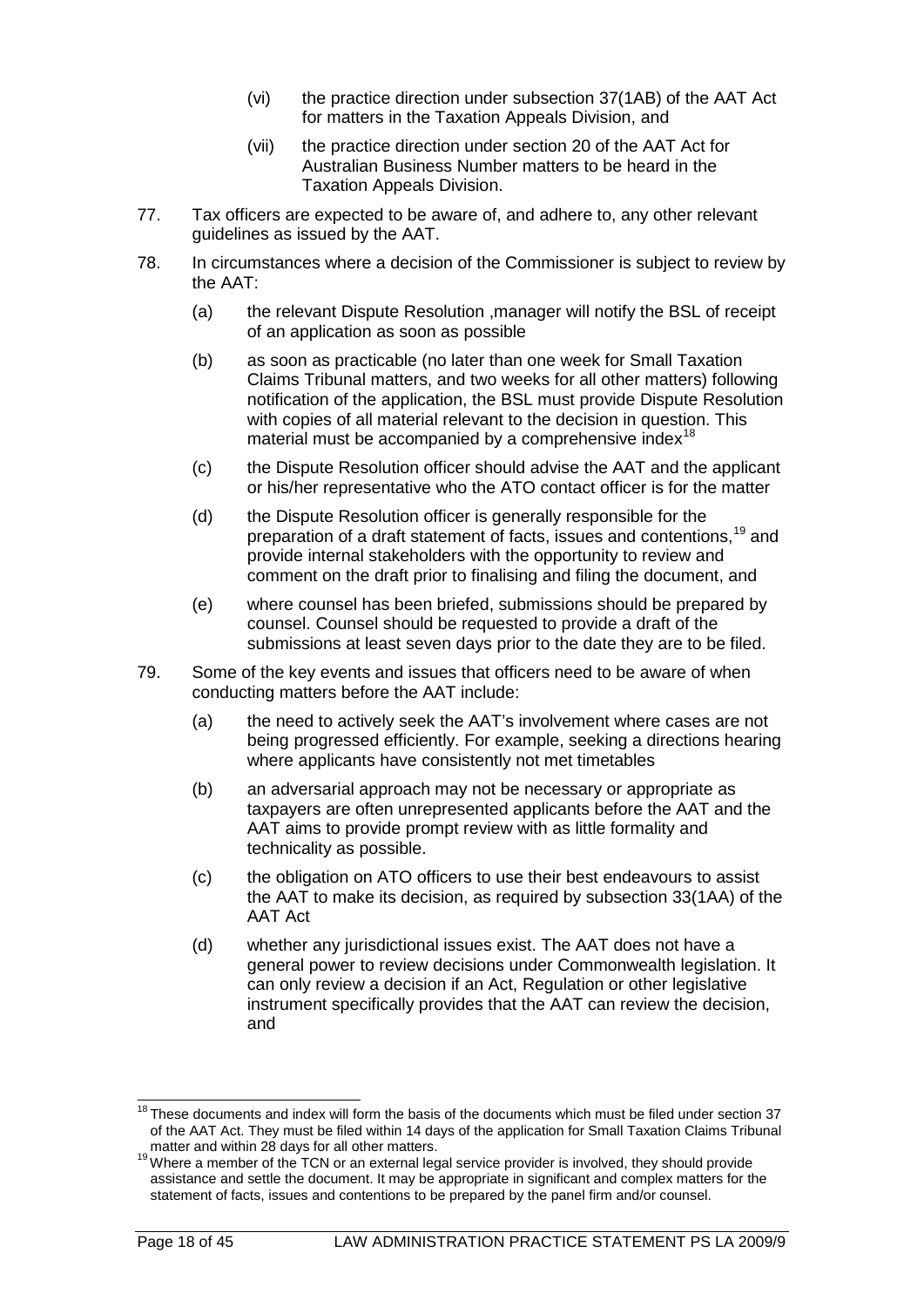(vi) the practice direction under subsection 37(1AB) of the AAT Act for matters in the Taxation Appeals Division, and

(vii) the practice direction under section 20 of the AAT Act for Australian Business Number matters to be heard in the Taxation Appeals Division.

77. Tax officers are expected to be aware of, and adhere to, any other relevant guidelines as issued by the AAT.

78. In circumstances where a decision of the Commissioner is subject to review by the AAT:

(a) the relevant Dispute Resolution ,manager will notify the BSL of receipt of an application as soon as possible

(b) as soon as practicable (no later than one week for Small Taxation Claims Tribunal matters, and two weeks for all other matters) following notification of the application, the BSL must provide Dispute Resolution with copies of all material relevant to the decision in question. This material must be accompanied by a comprehensive index[18]

(c) the Dispute Resolution officer should advise the AAT and the applicant or his/her representative who the ATO contact officer is for the matter

(d) the Dispute Resolution officer is generally responsible for the preparation of a draft statement of facts, issues and contentions,[19] and provide internal stakeholders with the opportunity to review and comment on the draft prior to finalising and filing the document, and

(e) where counsel has been briefed, submissions should be prepared by counsel. Counsel should be requested to provide a draft of the submissions at least seven days prior to the date they are to be filed.

79. Some of the key events and issues that officers need to be aware of when conducting matters before the AAT include:

(a) the need to actively seek the AAT's involvement where cases are not being progressed efficiently. For example, seeking a directions hearing where applicants have consistently not met timetables

(b) an adversarial approach may not be necessary or appropriate as taxpayers are often unrepresented applicants before the AAT and the AAT aims to provide prompt review with as little formality and technicality as possible.

(c) the obligation on ATO officers to use their best endeavours to assist the AAT to make its decision, as required by subsection 33(1AA) of the AAT Act

(d) whether any jurisdictional issues exist. The AAT does not have a general power to review decisions under Commonwealth legislation. It can only review a decision if an Act, Regulation or other legislative instrument specifically provides that the AAT can review the decision, and

---

[18] These documents and index will form the basis of the documents which must be filed under section 37 of the AAT Act. They must be filed within 14 days of the application for Small Taxation Claims Tribunal matter and within 28 days for all other matters.

[19] Where a member of the TCN or an external legal service provider is involved, they should provide assistance and settle the document. It may be appropriate in significant and complex matters for the statement of facts, issues and contentions to be prepared by the panel firm and/or counsel.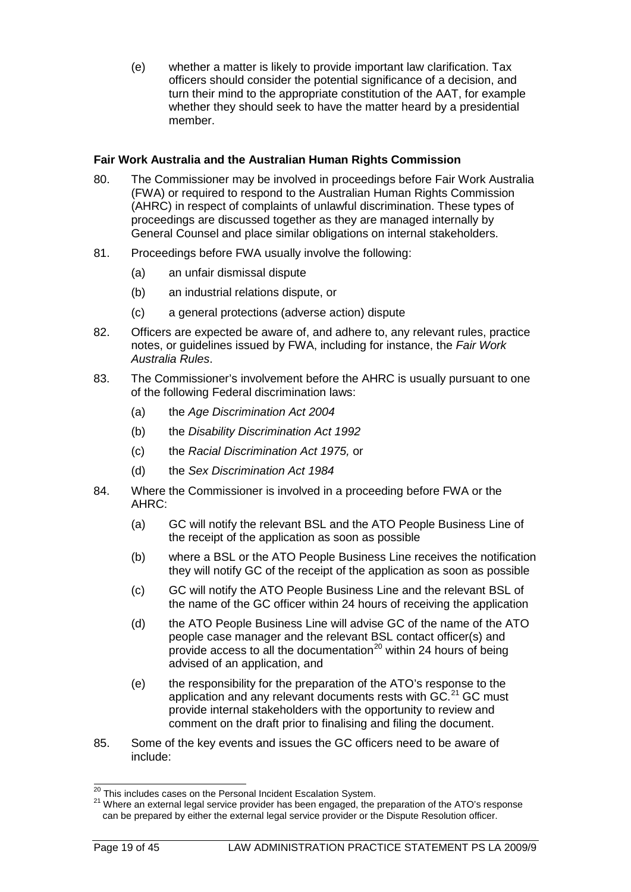(e) whether a matter is likely to provide important law clarification. Tax officers should consider the potential significance of a decision, and turn their mind to the appropriate constitution of the AAT, for example whether they should seek to have the matter heard by a presidential member.

**Fair Work Australia and the Australian Human Rights Commission**

80. The Commissioner may be involved in proceedings before Fair Work Australia (FWA) or required to respond to the Australian Human Rights Commission (AHRC) in respect of complaints of unlawful discrimination. These types of proceedings are discussed together as they are managed internally by General Counsel and place similar obligations on internal stakeholders.

81. Proceedings before FWA usually involve the following:

    (a) an unfair dismissal dispute

    (b) an industrial relations dispute, or

    (c) a general protections (adverse action) dispute

82. Officers are expected be aware of, and adhere to, any relevant rules, practice notes, or guidelines issued by FWA, including for instance, the *Fair Work Australia Rules*.

83. The Commissioner's involvement before the AHRC is usually pursuant to one of the following Federal discrimination laws:

    (a) the *Age Discrimination Act 2004*

    (b) the *Disability Discrimination Act 1992*

    (c) the *Racial Discrimination Act 1975,* or

    (d) the *Sex Discrimination Act 1984*

84. Where the Commissioner is involved in a proceeding before FWA or the AHRC:

    (a) GC will notify the relevant BSL and the ATO People Business Line of the receipt of the application as soon as possible

    (b) where a BSL or the ATO People Business Line receives the notification they will notify GC of the receipt of the application as soon as possible

    (c) GC will notify the ATO People Business Line and the relevant BSL of the name of the GC officer within 24 hours of receiving the application

    (d) the ATO People Business Line will advise GC of the name of the ATO people case manager and the relevant BSL contact officer(s) and provide access to all the documentation[20] within 24 hours of being advised of an application, and

    (e) the responsibility for the preparation of the ATO's response to the application and any relevant documents rests with GC.[21] GC must provide internal stakeholders with the opportunity to review and comment on the draft prior to finalising and filing the document.

85. Some of the key events and issues the GC officers need to be aware of include:

---

[20] This includes cases on the Personal Incident Escalation System.

[21] Where an external legal service provider has been engaged, the preparation of the ATO's response can be prepared by either the external legal service provider or the Dispute Resolution officer.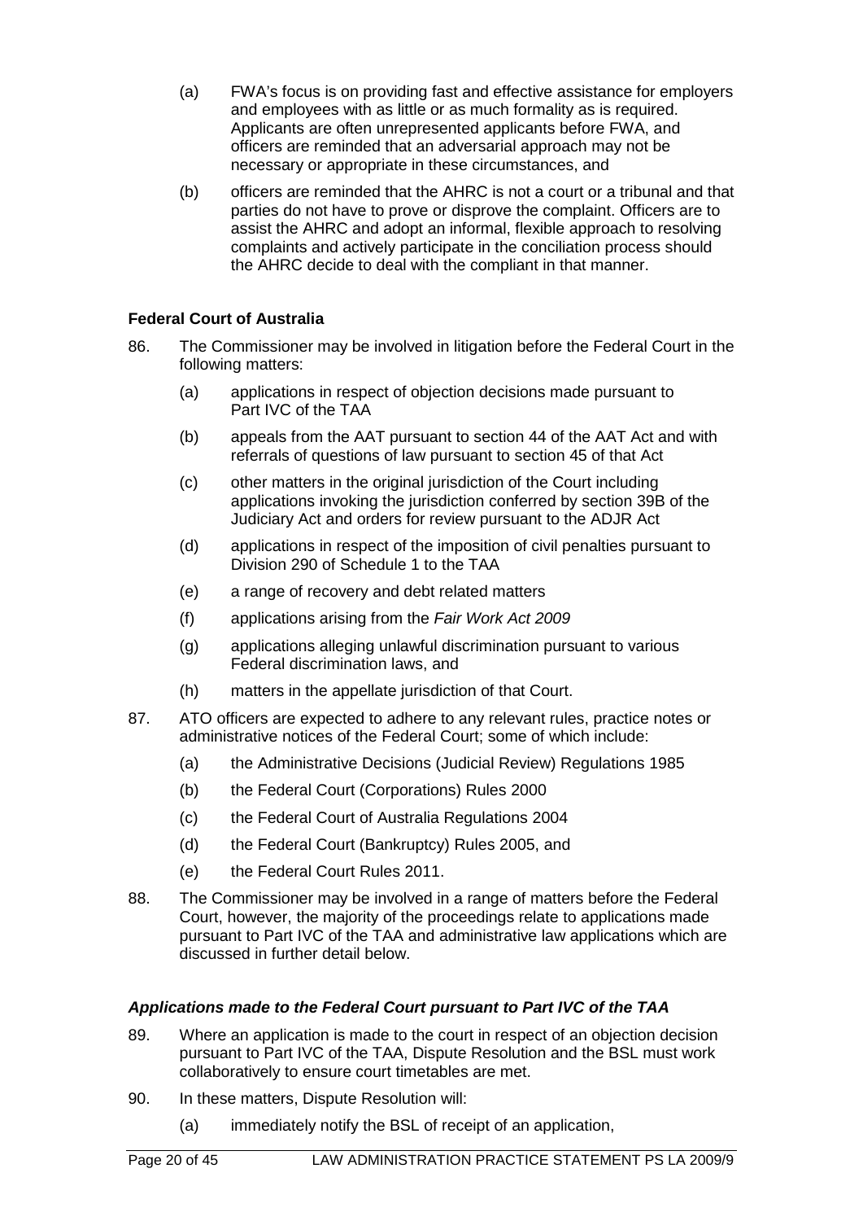(a) FWA's focus is on providing fast and effective assistance for employers and employees with as little or as much formality as is required. Applicants are often unrepresented applicants before FWA, and officers are reminded that an adversarial approach may not be necessary or appropriate in these circumstances, and

(b) officers are reminded that the AHRC is not a court or a tribunal and that parties do not have to prove or disprove the complaint. Officers are to assist the AHRC and adopt an informal, flexible approach to resolving complaints and actively participate in the conciliation process should the AHRC decide to deal with the compliant in that manner.

### Federal Court of Australia

86. The Commissioner may be involved in litigation before the Federal Court in the following matters:

(a) applications in respect of objection decisions made pursuant to Part IVC of the TAA

(b) appeals from the AAT pursuant to section 44 of the AAT Act and with referrals of questions of law pursuant to section 45 of that Act

(c) other matters in the original jurisdiction of the Court including applications invoking the jurisdiction conferred by section 39B of the Judiciary Act and orders for review pursuant to the ADJR Act

(d) applications in respect of the imposition of civil penalties pursuant to Division 290 of Schedule 1 to the TAA

(e) a range of recovery and debt related matters

(f) applications arising from the *Fair Work Act 2009*

(g) applications alleging unlawful discrimination pursuant to various Federal discrimination laws, and

(h) matters in the appellate jurisdiction of that Court.

87. ATO officers are expected to adhere to any relevant rules, practice notes or administrative notices of the Federal Court; some of which include:

(a) the Administrative Decisions (Judicial Review) Regulations 1985

(b) the Federal Court (Corporations) Rules 2000

(c) the Federal Court of Australia Regulations 2004

(d) the Federal Court (Bankruptcy) Rules 2005, and

(e) the Federal Court Rules 2011.

88. The Commissioner may be involved in a range of matters before the Federal Court, however, the majority of the proceedings relate to applications made pursuant to Part IVC of the TAA and administrative law applications which are discussed in further detail below.

#### *Applications made to the Federal Court pursuant to Part IVC of the TAA*

89. Where an application is made to the court in respect of an objection decision pursuant to Part IVC of the TAA, Dispute Resolution and the BSL must work collaboratively to ensure court timetables are met.

90. In these matters, Dispute Resolution will:

(a) immediately notify the BSL of receipt of an application,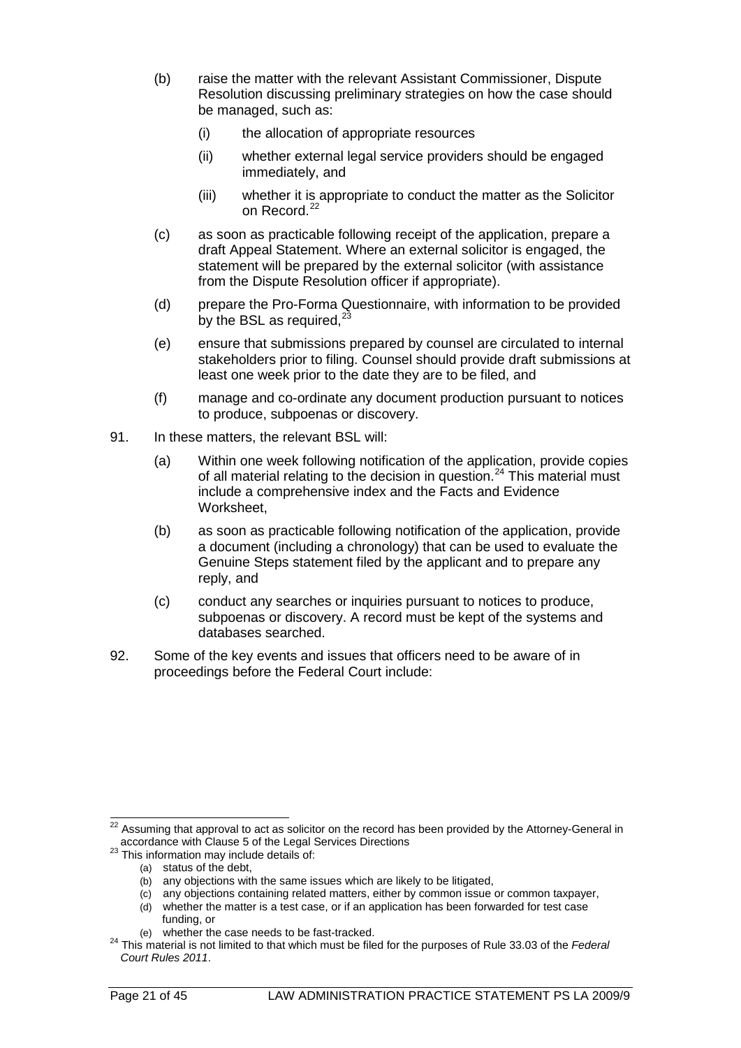(b) raise the matter with the relevant Assistant Commissioner, Dispute Resolution discussing preliminary strategies on how the case should be managed, such as:

   (i) the allocation of appropriate resources

   (ii) whether external legal service providers should be engaged immediately, and

   (iii) whether it is appropriate to conduct the matter as the Solicitor on Record.[22]

(c) as soon as practicable following receipt of the application, prepare a draft Appeal Statement. Where an external solicitor is engaged, the statement will be prepared by the external solicitor (with assistance from the Dispute Resolution officer if appropriate).

(d) prepare the Pro-Forma Questionnaire, with information to be provided by the BSL as required,[23]

(e) ensure that submissions prepared by counsel are circulated to internal stakeholders prior to filing. Counsel should provide draft submissions at least one week prior to the date they are to be filed, and

(f) manage and co-ordinate any document production pursuant to notices to produce, subpoenas or discovery.

91. In these matters, the relevant BSL will:

(a) Within one week following notification of the application, provide copies of all material relating to the decision in question.[24] This material must include a comprehensive index and the Facts and Evidence Worksheet,

(b) as soon as practicable following notification of the application, provide a document (including a chronology) that can be used to evaluate the Genuine Steps statement filed by the applicant and to prepare any reply, and

(c) conduct any searches or inquiries pursuant to notices to produce, subpoenas or discovery. A record must be kept of the systems and databases searched.

92. Some of the key events and issues that officers need to be aware of in proceedings before the Federal Court include:

---

[22] Assuming that approval to act as solicitor on the record has been provided by the Attorney-General in accordance with Clause 5 of the Legal Services Directions

[23] This information may include details of:
   (a) status of the debt,
   (b) any objections with the same issues which are likely to be litigated,
   (c) any objections containing related matters, either by common issue or common taxpayer,
   (d) whether the matter is a test case, or if an application has been forwarded for test case funding, or
   (e) whether the case needs to be fast-tracked.

[24] This material is not limited to that which must be filed for the purposes of Rule 33.03 of the *Federal Court Rules 2011*.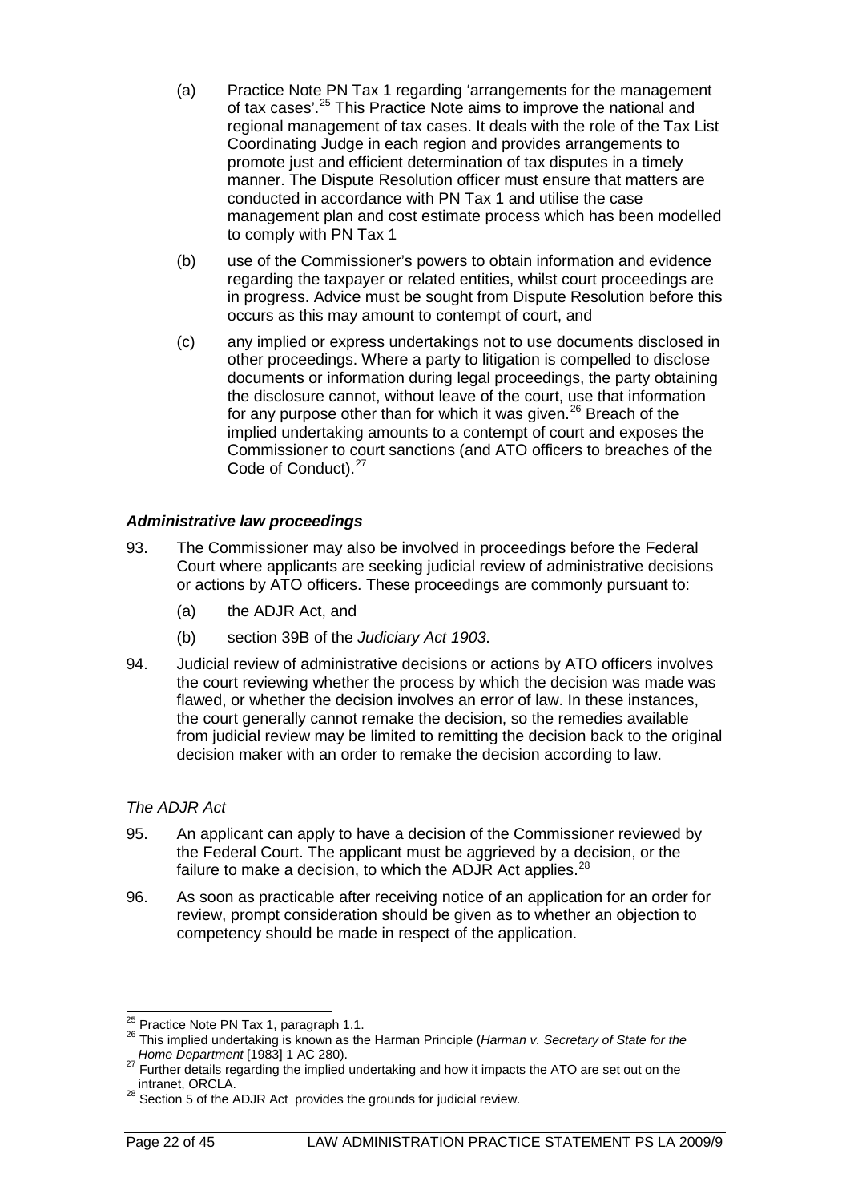(a) Practice Note PN Tax 1 regarding 'arrangements for the management of tax cases'.[25] This Practice Note aims to improve the national and regional management of tax cases. It deals with the role of the Tax List Coordinating Judge in each region and provides arrangements to promote just and efficient determination of tax disputes in a timely manner. The Dispute Resolution officer must ensure that matters are conducted in accordance with PN Tax 1 and utilise the case management plan and cost estimate process which has been modelled to comply with PN Tax 1

(b) use of the Commissioner's powers to obtain information and evidence regarding the taxpayer or related entities, whilst court proceedings are in progress. Advice must be sought from Dispute Resolution before this occurs as this may amount to contempt of court, and

(c) any implied or express undertakings not to use documents disclosed in other proceedings. Where a party to litigation is compelled to disclose documents or information during legal proceedings, the party obtaining the disclosure cannot, without leave of the court, use that information for any purpose other than for which it was given.[26] Breach of the implied undertaking amounts to a contempt of court and exposes the Commissioner to court sanctions (and ATO officers to breaches of the Code of Conduct).[27]

### ***Administrative law proceedings***

93. The Commissioner may also be involved in proceedings before the Federal Court where applicants are seeking judicial review of administrative decisions or actions by ATO officers. These proceedings are commonly pursuant to:

   (a) the ADJR Act, and

   (b) section 39B of the *Judiciary Act 1903*.

94. Judicial review of administrative decisions or actions by ATO officers involves the court reviewing whether the process by which the decision was made was flawed, or whether the decision involves an error of law. In these instances, the court generally cannot remake the decision, so the remedies available from judicial review may be limited to remitting the decision back to the original decision maker with an order to remake the decision according to law.

#### *The ADJR Act*

95. An applicant can apply to have a decision of the Commissioner reviewed by the Federal Court. The applicant must be aggrieved by a decision, or the failure to make a decision, to which the ADJR Act applies.[28]

96. As soon as practicable after receiving notice of an application for an order for review, prompt consideration should be given as to whether an objection to competency should be made in respect of the application.

---

[25] Practice Note PN Tax 1, paragraph 1.1.

[26] This implied undertaking is known as the Harman Principle (*Harman v. Secretary of State for the Home Department* [1983] 1 AC 280).

[27] Further details regarding the implied undertaking and how it impacts the ATO are set out on the intranet, ORCLA.

[28] Section 5 of the ADJR Act provides the grounds for judicial review.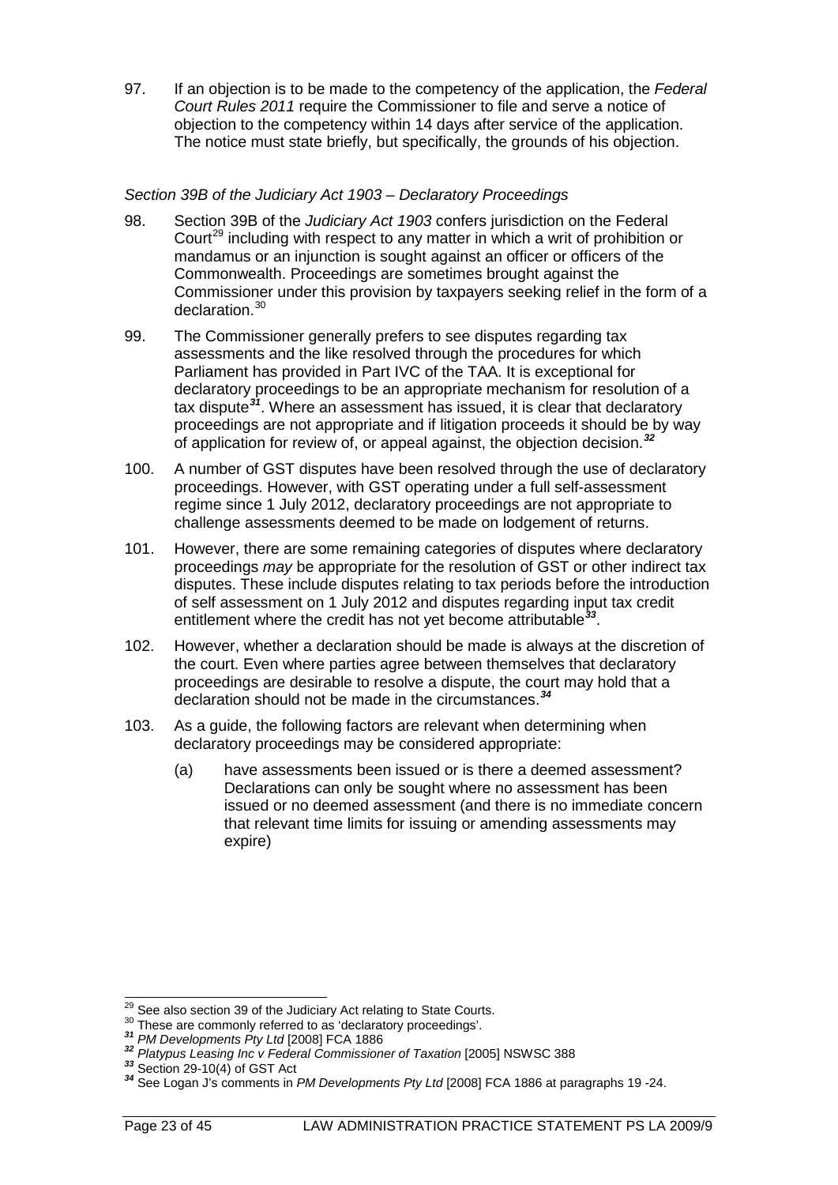97. If an objection is to be made to the competency of the application, the *Federal Court Rules 2011* require the Commissioner to file and serve a notice of objection to the competency within 14 days after service of the application. The notice must state briefly, but specifically, the grounds of his objection.

*Section 39B of the Judiciary Act 1903 – Declaratory Proceedings*

98. Section 39B of the *Judiciary Act 1903* confers jurisdiction on the Federal Court[29] including with respect to any matter in which a writ of prohibition or mandamus or an injunction is sought against an officer or officers of the Commonwealth. Proceedings are sometimes brought against the Commissioner under this provision by taxpayers seeking relief in the form of a declaration.[30]

99. The Commissioner generally prefers to see disputes regarding tax assessments and the like resolved through the procedures for which Parliament has provided in Part IVC of the TAA. It is exceptional for declaratory proceedings to be an appropriate mechanism for resolution of a tax dispute[31]. Where an assessment has issued, it is clear that declaratory proceedings are not appropriate and if litigation proceeds it should be by way of application for review of, or appeal against, the objection decision.[32]

100. A number of GST disputes have been resolved through the use of declaratory proceedings. However, with GST operating under a full self-assessment regime since 1 July 2012, declaratory proceedings are not appropriate to challenge assessments deemed to be made on lodgement of returns.

101. However, there are some remaining categories of disputes where declaratory proceedings *may* be appropriate for the resolution of GST or other indirect tax disputes. These include disputes relating to tax periods before the introduction of self assessment on 1 July 2012 and disputes regarding input tax credit entitlement where the credit has not yet become attributable[33].

102. However, whether a declaration should be made is always at the discretion of the court. Even where parties agree between themselves that declaratory proceedings are desirable to resolve a dispute, the court may hold that a declaration should not be made in the circumstances.[34]

103. As a guide, the following factors are relevant when determining when declaratory proceedings may be considered appropriate:

(a) have assessments been issued or is there a deemed assessment? Declarations can only be sought where no assessment has been issued or no deemed assessment (and there is no immediate concern that relevant time limits for issuing or amending assessments may expire)

---

[29] See also section 39 of the Judiciary Act relating to State Courts.

[30] These are commonly referred to as 'declaratory proceedings'.

[31] *PM Developments Pty Ltd* [2008] FCA 1886

[32] *Platypus Leasing Inc v Federal Commissioner of Taxation* [2005] NSWSC 388

[33] Section 29-10(4) of GST Act

[34] See Logan J's comments in *PM Developments Pty Ltd* [2008] FCA 1886 at paragraphs 19 -24.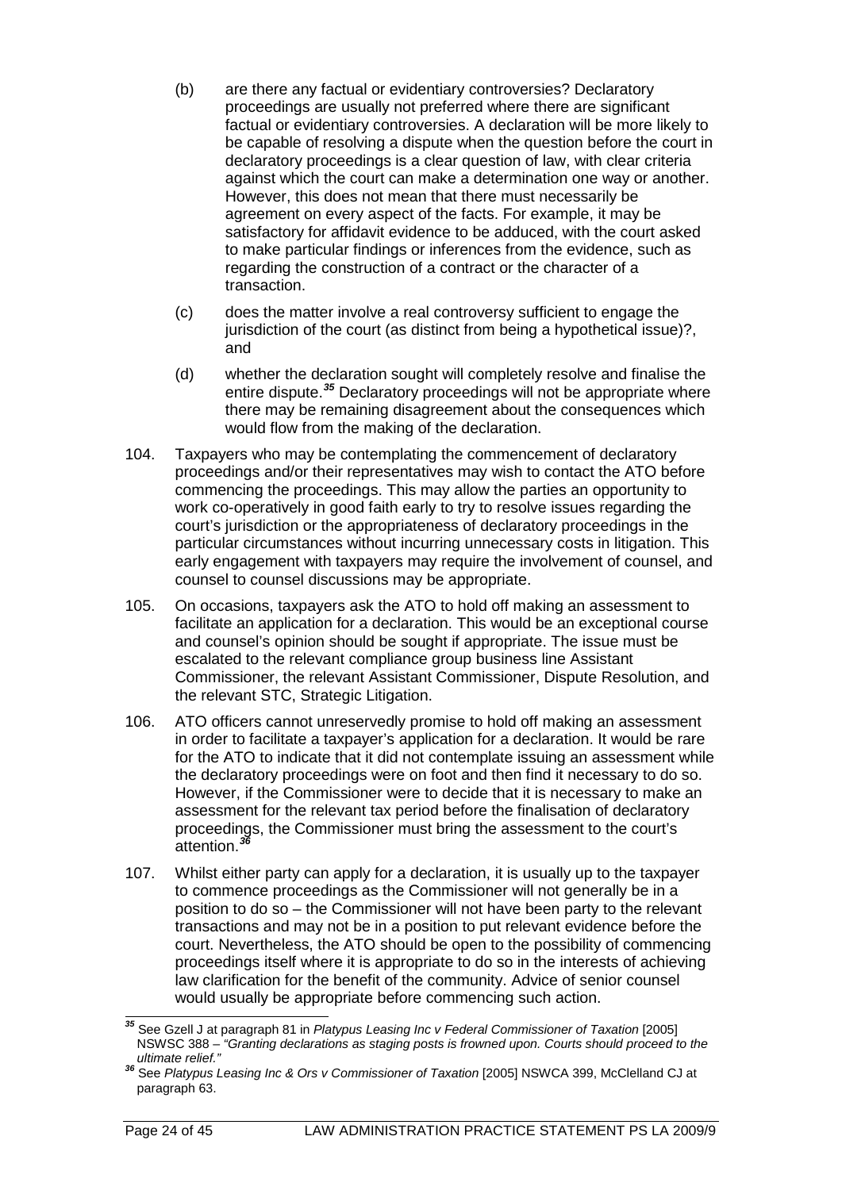(b) are there any factual or evidentiary controversies? Declaratory proceedings are usually not preferred where there are significant factual or evidentiary controversies. A declaration will be more likely to be capable of resolving a dispute when the question before the court in declaratory proceedings is a clear question of law, with clear criteria against which the court can make a determination one way or another. However, this does not mean that there must necessarily be agreement on every aspect of the facts. For example, it may be satisfactory for affidavit evidence to be adduced, with the court asked to make particular findings or inferences from the evidence, such as regarding the construction of a contract or the character of a transaction.

(c) does the matter involve a real controversy sufficient to engage the jurisdiction of the court (as distinct from being a hypothetical issue)?, and

(d) whether the declaration sought will completely resolve and finalise the entire dispute.[35] Declaratory proceedings will not be appropriate where there may be remaining disagreement about the consequences which would flow from the making of the declaration.

104. Taxpayers who may be contemplating the commencement of declaratory proceedings and/or their representatives may wish to contact the ATO before commencing the proceedings. This may allow the parties an opportunity to work co-operatively in good faith early to try to resolve issues regarding the court's jurisdiction or the appropriateness of declaratory proceedings in the particular circumstances without incurring unnecessary costs in litigation. This early engagement with taxpayers may require the involvement of counsel, and counsel to counsel discussions may be appropriate.

105. On occasions, taxpayers ask the ATO to hold off making an assessment to facilitate an application for a declaration. This would be an exceptional course and counsel's opinion should be sought if appropriate. The issue must be escalated to the relevant compliance group business line Assistant Commissioner, the relevant Assistant Commissioner, Dispute Resolution, and the relevant STC, Strategic Litigation.

106. ATO officers cannot unreservedly promise to hold off making an assessment in order to facilitate a taxpayer's application for a declaration. It would be rare for the ATO to indicate that it did not contemplate issuing an assessment while the declaratory proceedings were on foot and then find it necessary to do so. However, if the Commissioner were to decide that it is necessary to make an assessment for the relevant tax period before the finalisation of declaratory proceedings, the Commissioner must bring the assessment to the court's attention.[36]

107. Whilst either party can apply for a declaration, it is usually up to the taxpayer to commence proceedings as the Commissioner will not generally be in a position to do so – the Commissioner will not have been party to the relevant transactions and may not be in a position to put relevant evidence before the court. Nevertheless, the ATO should be open to the possibility of commencing proceedings itself where it is appropriate to do so in the interests of achieving law clarification for the benefit of the community. Advice of senior counsel would usually be appropriate before commencing such action.

---

[35] See Gzell J at paragraph 81 in *Platypus Leasing Inc v Federal Commissioner of Taxation* [2005] NSWSC 388 – *"Granting declarations as staging posts is frowned upon. Courts should proceed to the ultimate relief."*

[36] See *Platypus Leasing Inc & Ors v Commissioner of Taxation* [2005] NSWCA 399, McClelland CJ at paragraph 63.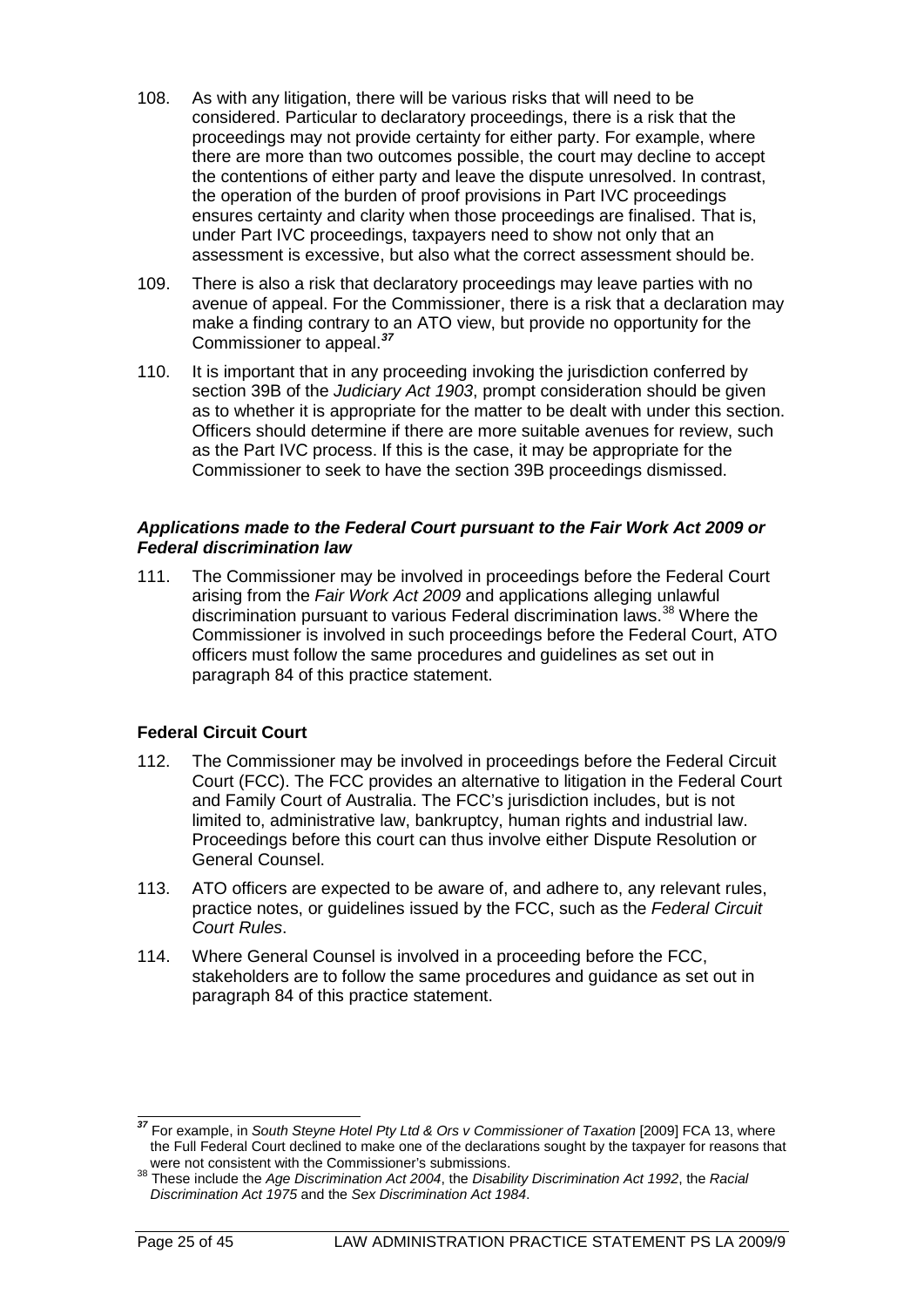108. As with any litigation, there will be various risks that will need to be considered. Particular to declaratory proceedings, there is a risk that the proceedings may not provide certainty for either party. For example, where there are more than two outcomes possible, the court may decline to accept the contentions of either party and leave the dispute unresolved. In contrast, the operation of the burden of proof provisions in Part IVC proceedings ensures certainty and clarity when those proceedings are finalised. That is, under Part IVC proceedings, taxpayers need to show not only that an assessment is excessive, but also what the correct assessment should be.

109. There is also a risk that declaratory proceedings may leave parties with no avenue of appeal. For the Commissioner, there is a risk that a declaration may make a finding contrary to an ATO view, but provide no opportunity for the Commissioner to appeal.[37]

110. It is important that in any proceeding invoking the jurisdiction conferred by section 39B of the *Judiciary Act 1903*, prompt consideration should be given as to whether it is appropriate for the matter to be dealt with under this section. Officers should determine if there are more suitable avenues for review, such as the Part IVC process. If this is the case, it may be appropriate for the Commissioner to seek to have the section 39B proceedings dismissed.

#### *Applications made to the Federal Court pursuant to the Fair Work Act 2009 or Federal discrimination law*

111. The Commissioner may be involved in proceedings before the Federal Court arising from the *Fair Work Act 2009* and applications alleging unlawful discrimination pursuant to various Federal discrimination laws.[38] Where the Commissioner is involved in such proceedings before the Federal Court, ATO officers must follow the same procedures and guidelines as set out in paragraph 84 of this practice statement.

### Federal Circuit Court

112. The Commissioner may be involved in proceedings before the Federal Circuit Court (FCC). The FCC provides an alternative to litigation in the Federal Court and Family Court of Australia. The FCC's jurisdiction includes, but is not limited to, administrative law, bankruptcy, human rights and industrial law. Proceedings before this court can thus involve either Dispute Resolution or General Counsel.

113. ATO officers are expected to be aware of, and adhere to, any relevant rules, practice notes, or guidelines issued by the FCC, such as the *Federal Circuit Court Rules*.

114. Where General Counsel is involved in a proceeding before the FCC, stakeholders are to follow the same procedures and guidance as set out in paragraph 84 of this practice statement.

---

[37] For example, in *South Steyne Hotel Pty Ltd & Ors v Commissioner of Taxation* [2009] FCA 13, where the Full Federal Court declined to make one of the declarations sought by the taxpayer for reasons that were not consistent with the Commissioner's submissions.

[38] These include the *Age Discrimination Act 2004*, the *Disability Discrimination Act 1992*, the *Racial Discrimination Act 1975* and the *Sex Discrimination Act 1984*.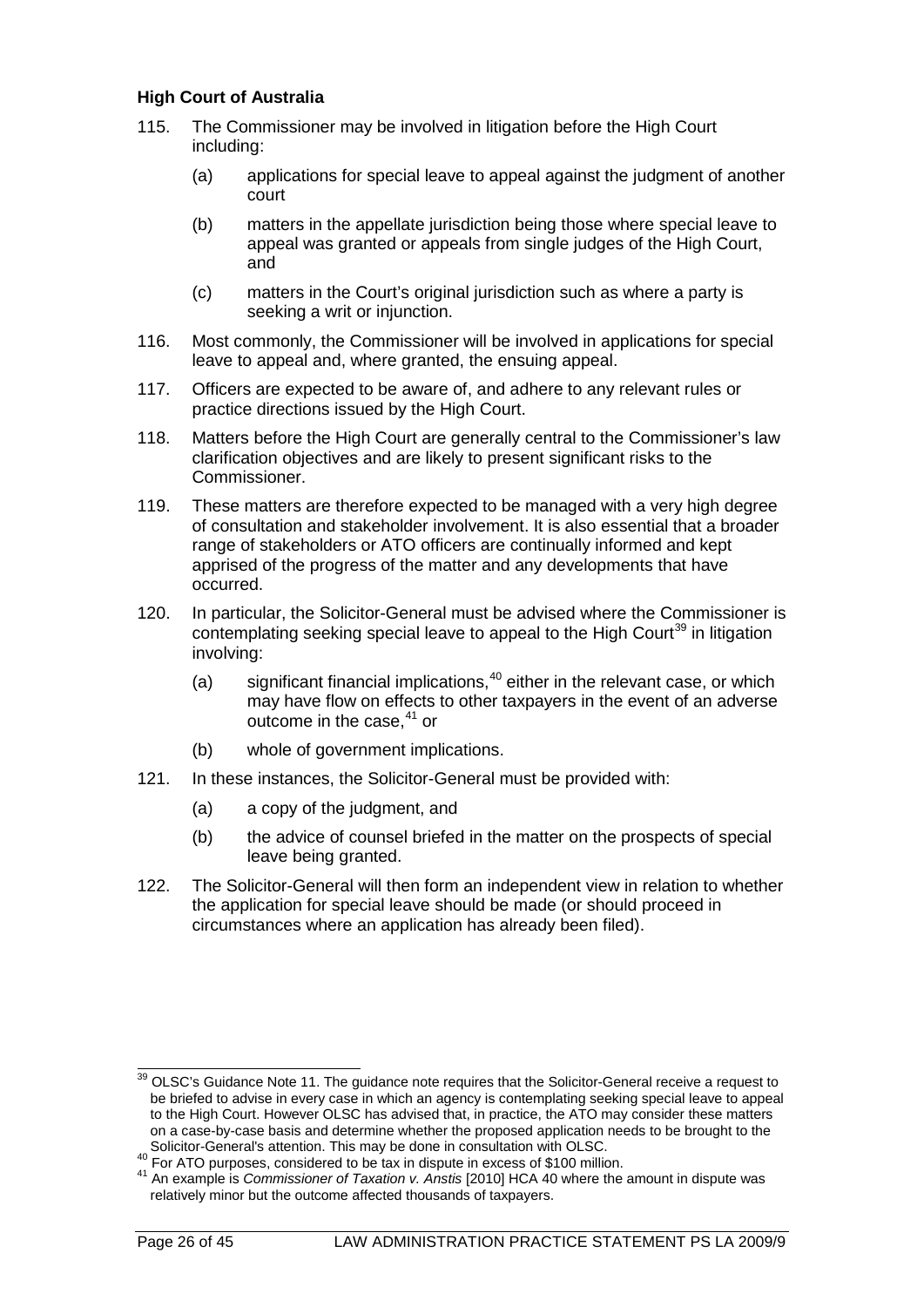**High Court of Australia**

115. The Commissioner may be involved in litigation before the High Court including:

    (a) applications for special leave to appeal against the judgment of another court

    (b) matters in the appellate jurisdiction being those where special leave to appeal was granted or appeals from single judges of the High Court, and

    (c) matters in the Court's original jurisdiction such as where a party is seeking a writ or injunction.

116. Most commonly, the Commissioner will be involved in applications for special leave to appeal and, where granted, the ensuing appeal.

117. Officers are expected to be aware of, and adhere to any relevant rules or practice directions issued by the High Court.

118. Matters before the High Court are generally central to the Commissioner's law clarification objectives and are likely to present significant risks to the Commissioner.

119. These matters are therefore expected to be managed with a very high degree of consultation and stakeholder involvement. It is also essential that a broader range of stakeholders or ATO officers are continually informed and kept apprised of the progress of the matter and any developments that have occurred.

120. In particular, the Solicitor-General must be advised where the Commissioner is contemplating seeking special leave to appeal to the High Court[39] in litigation involving:

    (a) significant financial implications,[40] either in the relevant case, or which may have flow on effects to other taxpayers in the event of an adverse outcome in the case,[41] or

    (b) whole of government implications.

121. In these instances, the Solicitor-General must be provided with:

    (a) a copy of the judgment, and

    (b) the advice of counsel briefed in the matter on the prospects of special leave being granted.

122. The Solicitor-General will then form an independent view in relation to whether the application for special leave should be made (or should proceed in circumstances where an application has already been filed).

---

[39] OLSC's Guidance Note 11. The guidance note requires that the Solicitor-General receive a request to be briefed to advise in every case in which an agency is contemplating seeking special leave to appeal to the High Court. However OLSC has advised that, in practice, the ATO may consider these matters on a case-by-case basis and determine whether the proposed application needs to be brought to the Solicitor-General's attention. This may be done in consultation with OLSC.

[40] For ATO purposes, considered to be tax in dispute in excess of $100 million.

[41] An example is *Commissioner of Taxation v. Anstis* [2010] HCA 40 where the amount in dispute was relatively minor but the outcome affected thousands of taxpayers.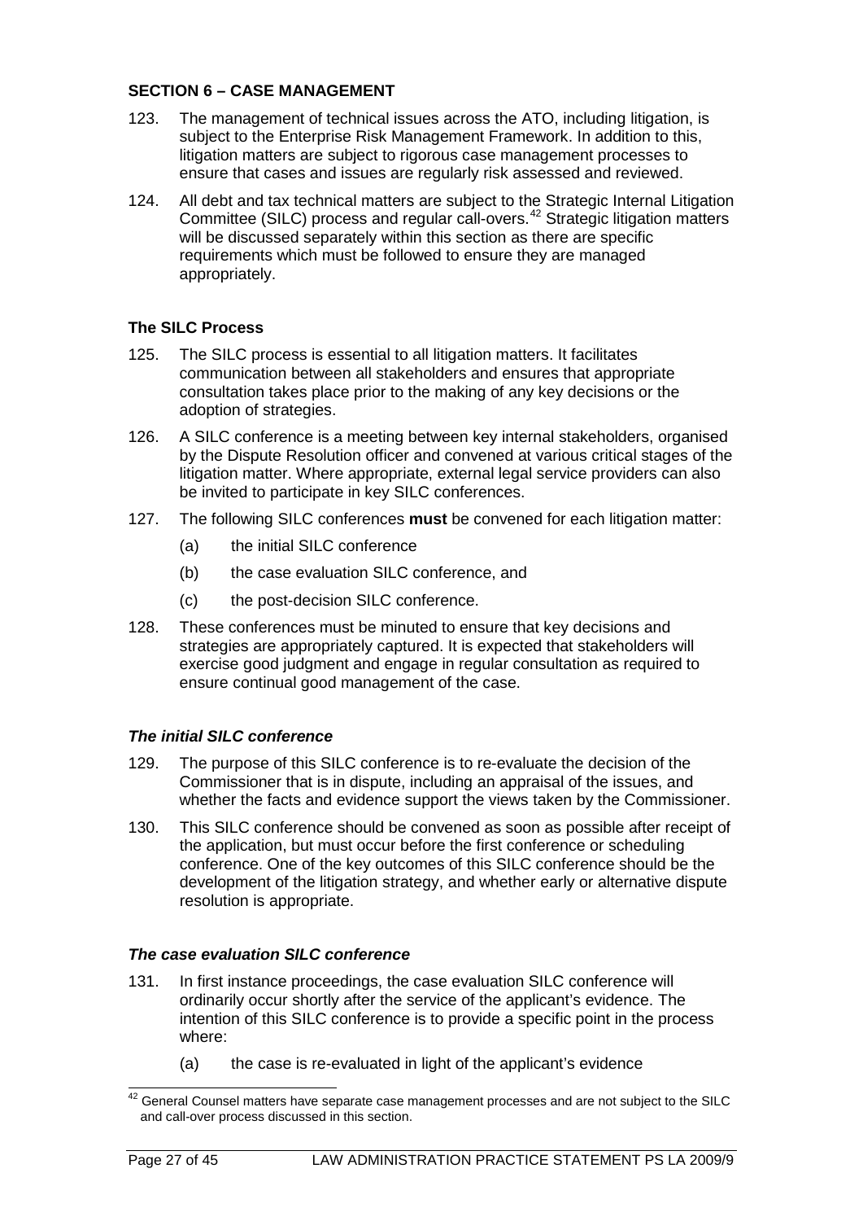## SECTION 6 – CASE MANAGEMENT

123. The management of technical issues across the ATO, including litigation, is subject to the Enterprise Risk Management Framework. In addition to this, litigation matters are subject to rigorous case management processes to ensure that cases and issues are regularly risk assessed and reviewed.

124. All debt and tax technical matters are subject to the Strategic Internal Litigation Committee (SILC) process and regular call-overs.[42] Strategic litigation matters will be discussed separately within this section as there are specific requirements which must be followed to ensure they are managed appropriately.

### The SILC Process

125. The SILC process is essential to all litigation matters. It facilitates communication between all stakeholders and ensures that appropriate consultation takes place prior to the making of any key decisions or the adoption of strategies.

126. A SILC conference is a meeting between key internal stakeholders, organised by the Dispute Resolution officer and convened at various critical stages of the litigation matter. Where appropriate, external legal service providers can also be invited to participate in key SILC conferences.

127. The following SILC conferences **must** be convened for each litigation matter:

(a) the initial SILC conference

(b) the case evaluation SILC conference, and

(c) the post-decision SILC conference.

128. These conferences must be minuted to ensure that key decisions and strategies are appropriately captured. It is expected that stakeholders will exercise good judgment and engage in regular consultation as required to ensure continual good management of the case.

#### *The initial SILC conference*

129. The purpose of this SILC conference is to re-evaluate the decision of the Commissioner that is in dispute, including an appraisal of the issues, and whether the facts and evidence support the views taken by the Commissioner.

130. This SILC conference should be convened as soon as possible after receipt of the application, but must occur before the first conference or scheduling conference. One of the key outcomes of this SILC conference should be the development of the litigation strategy, and whether early or alternative dispute resolution is appropriate.

#### *The case evaluation SILC conference*

131. In first instance proceedings, the case evaluation SILC conference will ordinarily occur shortly after the service of the applicant's evidence. The intention of this SILC conference is to provide a specific point in the process where:

(a) the case is re-evaluated in light of the applicant's evidence

---

[42] General Counsel matters have separate case management processes and are not subject to the SILC and call-over process discussed in this section.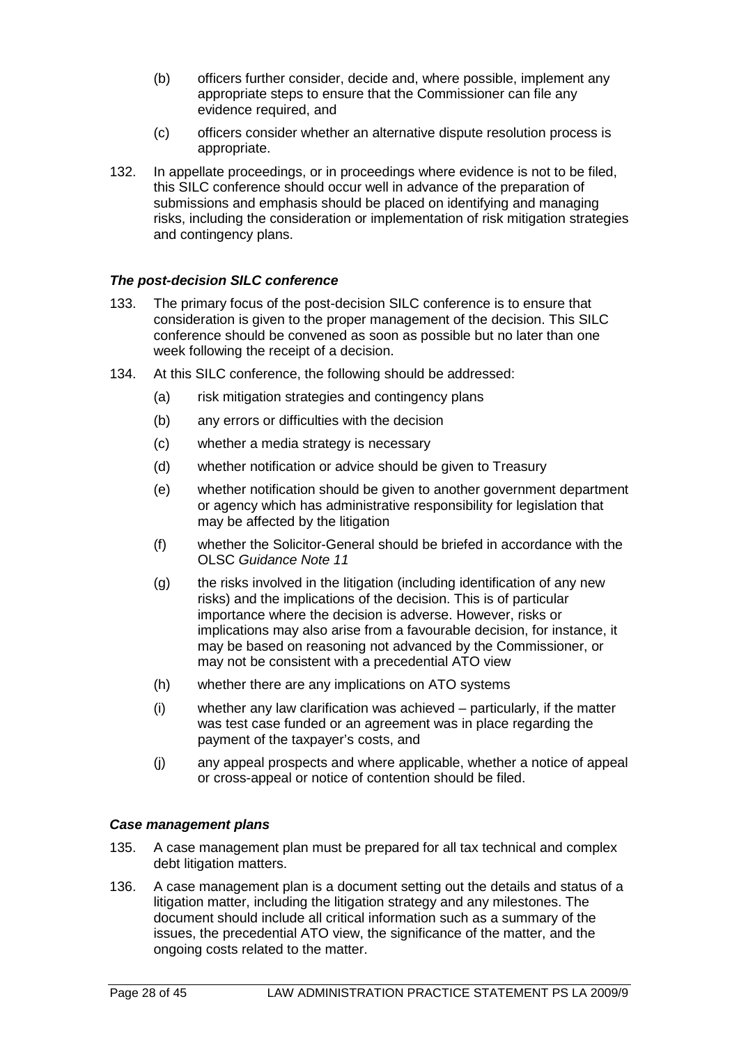(b) officers further consider, decide and, where possible, implement any appropriate steps to ensure that the Commissioner can file any evidence required, and

(c) officers consider whether an alternative dispute resolution process is appropriate.

132. In appellate proceedings, or in proceedings where evidence is not to be filed, this SILC conference should occur well in advance of the preparation of submissions and emphasis should be placed on identifying and managing risks, including the consideration or implementation of risk mitigation strategies and contingency plans.

***The post-decision SILC conference***

133. The primary focus of the post-decision SILC conference is to ensure that consideration is given to the proper management of the decision. This SILC conference should be convened as soon as possible but no later than one week following the receipt of a decision.

134. At this SILC conference, the following should be addressed:

(a) risk mitigation strategies and contingency plans

(b) any errors or difficulties with the decision

(c) whether a media strategy is necessary

(d) whether notification or advice should be given to Treasury

(e) whether notification should be given to another government department or agency which has administrative responsibility for legislation that may be affected by the litigation

(f) whether the Solicitor-General should be briefed in accordance with the OLSC *Guidance Note 11*

(g) the risks involved in the litigation (including identification of any new risks) and the implications of the decision. This is of particular importance where the decision is adverse. However, risks or implications may also arise from a favourable decision, for instance, it may be based on reasoning not advanced by the Commissioner, or may not be consistent with a precedential ATO view

(h) whether there are any implications on ATO systems

(i) whether any law clarification was achieved – particularly, if the matter was test case funded or an agreement was in place regarding the payment of the taxpayer's costs, and

(j) any appeal prospects and where applicable, whether a notice of appeal or cross-appeal or notice of contention should be filed.

***Case management plans***

135. A case management plan must be prepared for all tax technical and complex debt litigation matters.

136. A case management plan is a document setting out the details and status of a litigation matter, including the litigation strategy and any milestones. The document should include all critical information such as a summary of the issues, the precedential ATO view, the significance of the matter, and the ongoing costs related to the matter.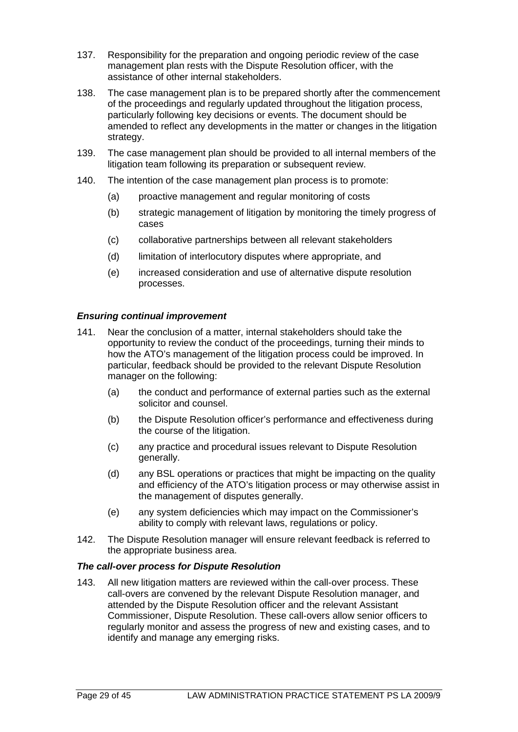137. Responsibility for the preparation and ongoing periodic review of the case management plan rests with the Dispute Resolution officer, with the assistance of other internal stakeholders.

138. The case management plan is to be prepared shortly after the commencement of the proceedings and regularly updated throughout the litigation process, particularly following key decisions or events. The document should be amended to reflect any developments in the matter or changes in the litigation strategy.

139. The case management plan should be provided to all internal members of the litigation team following its preparation or subsequent review.

140. The intention of the case management plan process is to promote:

   (a) proactive management and regular monitoring of costs

   (b) strategic management of litigation by monitoring the timely progress of cases

   (c) collaborative partnerships between all relevant stakeholders

   (d) limitation of interlocutory disputes where appropriate, and

   (e) increased consideration and use of alternative dispute resolution processes.

### *Ensuring continual improvement*

141. Near the conclusion of a matter, internal stakeholders should take the opportunity to review the conduct of the proceedings, turning their minds to how the ATO's management of the litigation process could be improved. In particular, feedback should be provided to the relevant Dispute Resolution manager on the following:

   (a) the conduct and performance of external parties such as the external solicitor and counsel.

   (b) the Dispute Resolution officer's performance and effectiveness during the course of the litigation.

   (c) any practice and procedural issues relevant to Dispute Resolution generally.

   (d) any BSL operations or practices that might be impacting on the quality and efficiency of the ATO's litigation process or may otherwise assist in the management of disputes generally.

   (e) any system deficiencies which may impact on the Commissioner's ability to comply with relevant laws, regulations or policy.

142. The Dispute Resolution manager will ensure relevant feedback is referred to the appropriate business area.

### *The call-over process for Dispute Resolution*

143. All new litigation matters are reviewed within the call-over process. These call-overs are convened by the relevant Dispute Resolution manager, and attended by the Dispute Resolution officer and the relevant Assistant Commissioner, Dispute Resolution. These call-overs allow senior officers to regularly monitor and assess the progress of new and existing cases, and to identify and manage any emerging risks.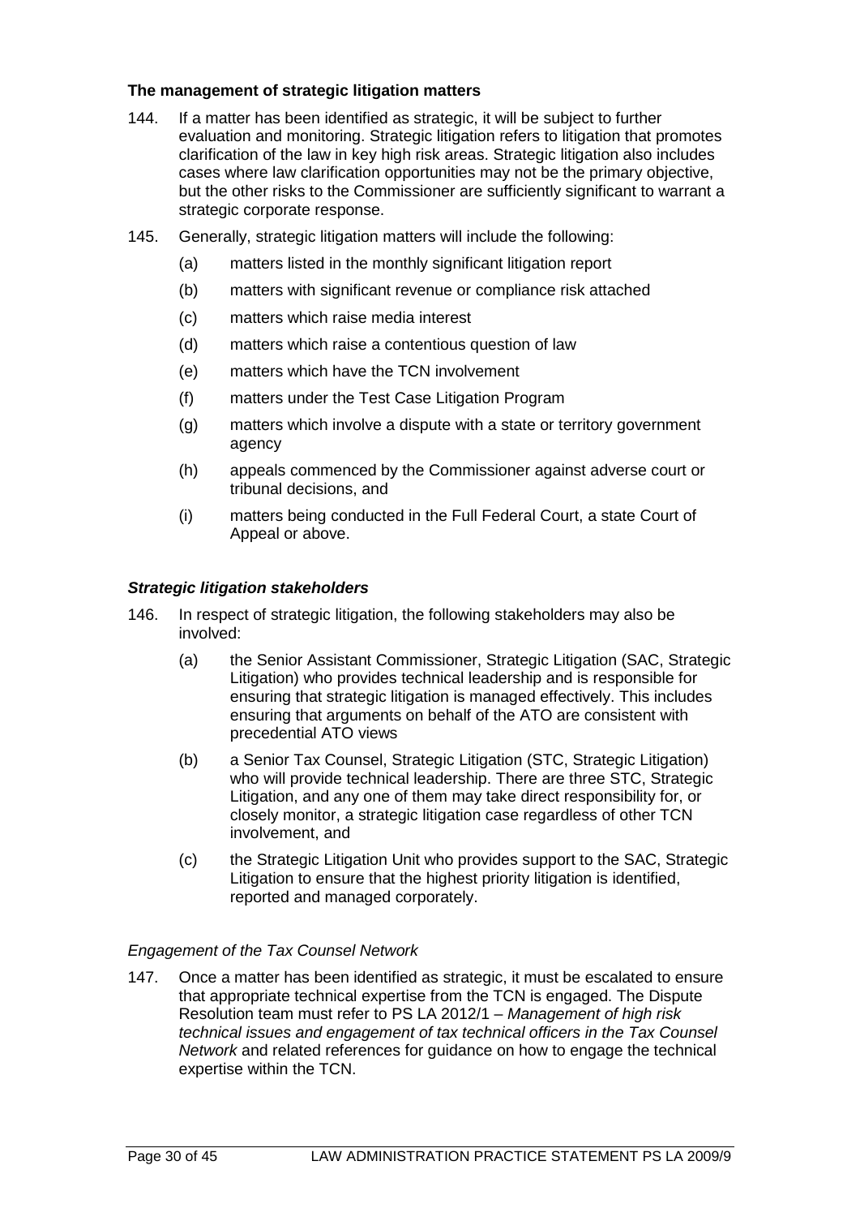### The management of strategic litigation matters

144. If a matter has been identified as strategic, it will be subject to further evaluation and monitoring. Strategic litigation refers to litigation that promotes clarification of the law in key high risk areas. Strategic litigation also includes cases where law clarification opportunities may not be the primary objective, but the other risks to the Commissioner are sufficiently significant to warrant a strategic corporate response.

145. Generally, strategic litigation matters will include the following:

   (a) matters listed in the monthly significant litigation report

   (b) matters with significant revenue or compliance risk attached

   (c) matters which raise media interest

   (d) matters which raise a contentious question of law

   (e) matters which have the TCN involvement

   (f) matters under the Test Case Litigation Program

   (g) matters which involve a dispute with a state or territory government agency

   (h) appeals commenced by the Commissioner against adverse court or tribunal decisions, and

   (i) matters being conducted in the Full Federal Court, a state Court of Appeal or above.

#### *Strategic litigation stakeholders*

146. In respect of strategic litigation, the following stakeholders may also be involved:

   (a) the Senior Assistant Commissioner, Strategic Litigation (SAC, Strategic Litigation) who provides technical leadership and is responsible for ensuring that strategic litigation is managed effectively. This includes ensuring that arguments on behalf of the ATO are consistent with precedential ATO views

   (b) a Senior Tax Counsel, Strategic Litigation (STC, Strategic Litigation) who will provide technical leadership. There are three STC, Strategic Litigation, and any one of them may take direct responsibility for, or closely monitor, a strategic litigation case regardless of other TCN involvement, and

   (c) the Strategic Litigation Unit who provides support to the SAC, Strategic Litigation to ensure that the highest priority litigation is identified, reported and managed corporately.

##### *Engagement of the Tax Counsel Network*

147. Once a matter has been identified as strategic, it must be escalated to ensure that appropriate technical expertise from the TCN is engaged. The Dispute Resolution team must refer to PS LA 2012/1 – *Management of high risk technical issues and engagement of tax technical officers in the Tax Counsel Network* and related references for guidance on how to engage the technical expertise within the TCN.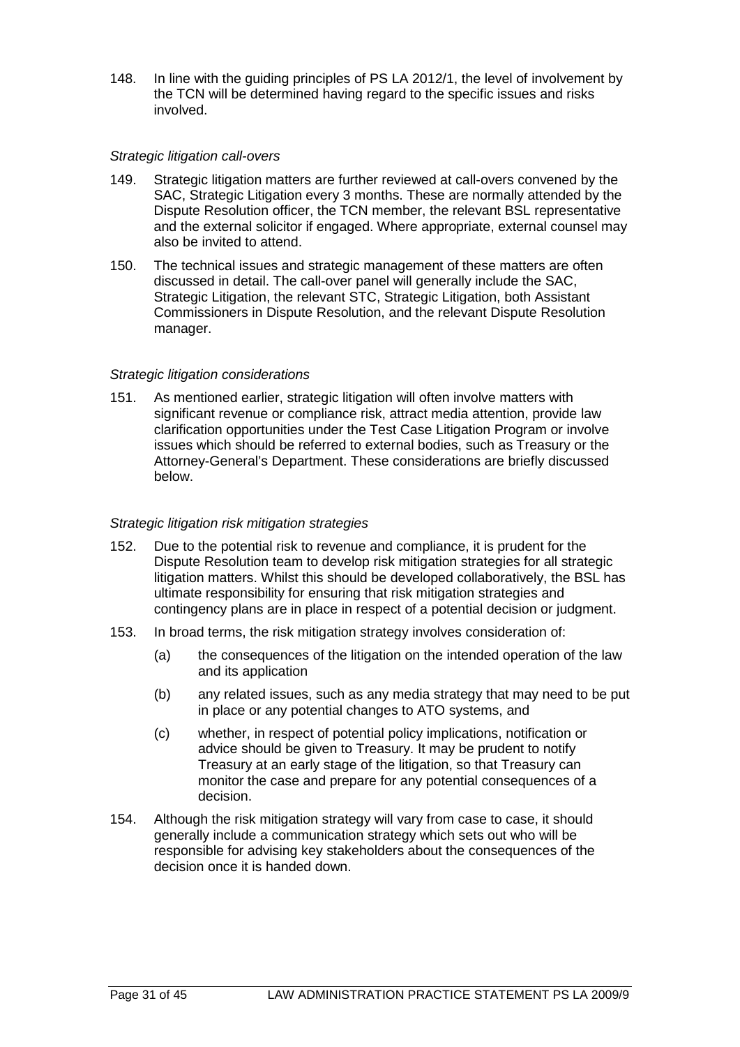148. In line with the guiding principles of PS LA 2012/1, the level of involvement by the TCN will be determined having regard to the specific issues and risks involved.

*Strategic litigation call-overs*

149. Strategic litigation matters are further reviewed at call-overs convened by the SAC, Strategic Litigation every 3 months. These are normally attended by the Dispute Resolution officer, the TCN member, the relevant BSL representative and the external solicitor if engaged. Where appropriate, external counsel may also be invited to attend.

150. The technical issues and strategic management of these matters are often discussed in detail. The call-over panel will generally include the SAC, Strategic Litigation, the relevant STC, Strategic Litigation, both Assistant Commissioners in Dispute Resolution, and the relevant Dispute Resolution manager.

*Strategic litigation considerations*

151. As mentioned earlier, strategic litigation will often involve matters with significant revenue or compliance risk, attract media attention, provide law clarification opportunities under the Test Case Litigation Program or involve issues which should be referred to external bodies, such as Treasury or the Attorney-General's Department. These considerations are briefly discussed below.

*Strategic litigation risk mitigation strategies*

152. Due to the potential risk to revenue and compliance, it is prudent for the Dispute Resolution team to develop risk mitigation strategies for all strategic litigation matters. Whilst this should be developed collaboratively, the BSL has ultimate responsibility for ensuring that risk mitigation strategies and contingency plans are in place in respect of a potential decision or judgment.

153. In broad terms, the risk mitigation strategy involves consideration of:

    (a) the consequences of the litigation on the intended operation of the law and its application

    (b) any related issues, such as any media strategy that may need to be put in place or any potential changes to ATO systems, and

    (c) whether, in respect of potential policy implications, notification or advice should be given to Treasury. It may be prudent to notify Treasury at an early stage of the litigation, so that Treasury can monitor the case and prepare for any potential consequences of a decision.

154. Although the risk mitigation strategy will vary from case to case, it should generally include a communication strategy which sets out who will be responsible for advising key stakeholders about the consequences of the decision once it is handed down.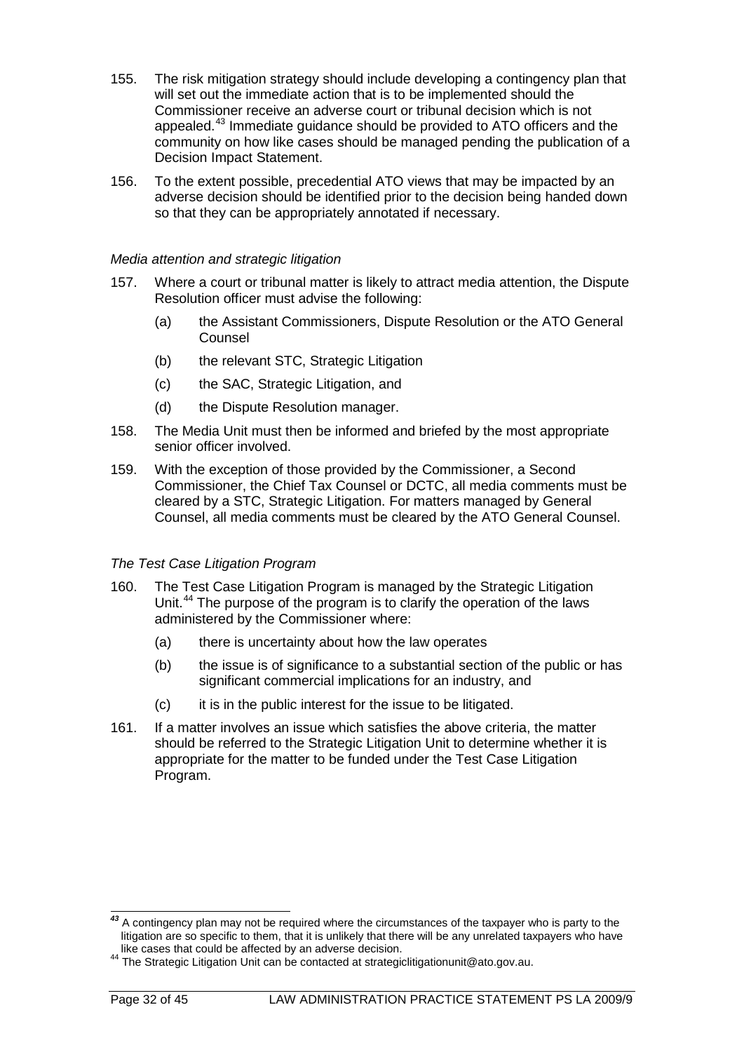155. The risk mitigation strategy should include developing a contingency plan that will set out the immediate action that is to be implemented should the Commissioner receive an adverse court or tribunal decision which is not appealed.[43] Immediate guidance should be provided to ATO officers and the community on how like cases should be managed pending the publication of a Decision Impact Statement.

156. To the extent possible, precedential ATO views that may be impacted by an adverse decision should be identified prior to the decision being handed down so that they can be appropriately annotated if necessary.

*Media attention and strategic litigation*

157. Where a court or tribunal matter is likely to attract media attention, the Dispute Resolution officer must advise the following:

   (a) the Assistant Commissioners, Dispute Resolution or the ATO General Counsel

   (b) the relevant STC, Strategic Litigation

   (c) the SAC, Strategic Litigation, and

   (d) the Dispute Resolution manager.

158. The Media Unit must then be informed and briefed by the most appropriate senior officer involved.

159. With the exception of those provided by the Commissioner, a Second Commissioner, the Chief Tax Counsel or DCTC, all media comments must be cleared by a STC, Strategic Litigation. For matters managed by General Counsel, all media comments must be cleared by the ATO General Counsel.

*The Test Case Litigation Program*

160. The Test Case Litigation Program is managed by the Strategic Litigation Unit.[44] The purpose of the program is to clarify the operation of the laws administered by the Commissioner where:

   (a) there is uncertainty about how the law operates

   (b) the issue is of significance to a substantial section of the public or has significant commercial implications for an industry, and

   (c) it is in the public interest for the issue to be litigated.

161. If a matter involves an issue which satisfies the above criteria, the matter should be referred to the Strategic Litigation Unit to determine whether it is appropriate for the matter to be funded under the Test Case Litigation Program.

---

[43] A contingency plan may not be required where the circumstances of the taxpayer who is party to the litigation are so specific to them, that it is unlikely that there will be any unrelated taxpayers who have like cases that could be affected by an adverse decision.

[44] The Strategic Litigation Unit can be contacted at strategiclitigationunit@ato.gov.au.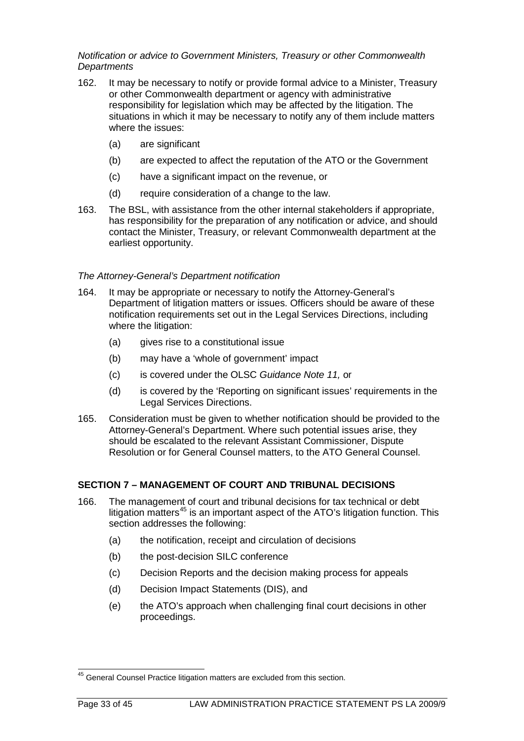*Notification or advice to Government Ministers, Treasury or other Commonwealth Departments*

162. It may be necessary to notify or provide formal advice to a Minister, Treasury or other Commonwealth department or agency with administrative responsibility for legislation which may be affected by the litigation. The situations in which it may be necessary to notify any of them include matters where the issues:

    (a) are significant

    (b) are expected to affect the reputation of the ATO or the Government

    (c) have a significant impact on the revenue, or

    (d) require consideration of a change to the law.

163. The BSL, with assistance from the other internal stakeholders if appropriate, has responsibility for the preparation of any notification or advice, and should contact the Minister, Treasury, or relevant Commonwealth department at the earliest opportunity.

*The Attorney-General's Department notification*

164. It may be appropriate or necessary to notify the Attorney-General's Department of litigation matters or issues. Officers should be aware of these notification requirements set out in the Legal Services Directions, including where the litigation:

    (a) gives rise to a constitutional issue

    (b) may have a 'whole of government' impact

    (c) is covered under the OLSC *Guidance Note 11,* or

    (d) is covered by the 'Reporting on significant issues' requirements in the Legal Services Directions.

165. Consideration must be given to whether notification should be provided to the Attorney-General's Department. Where such potential issues arise, they should be escalated to the relevant Assistant Commissioner, Dispute Resolution or for General Counsel matters, to the ATO General Counsel.

## SECTION 7 – MANAGEMENT OF COURT AND TRIBUNAL DECISIONS

166. The management of court and tribunal decisions for tax technical or debt litigation matters[45] is an important aspect of the ATO's litigation function. This section addresses the following:

    (a) the notification, receipt and circulation of decisions

    (b) the post-decision SILC conference

    (c) Decision Reports and the decision making process for appeals

    (d) Decision Impact Statements (DIS), and

    (e) the ATO's approach when challenging final court decisions in other proceedings.

---

[45] General Counsel Practice litigation matters are excluded from this section.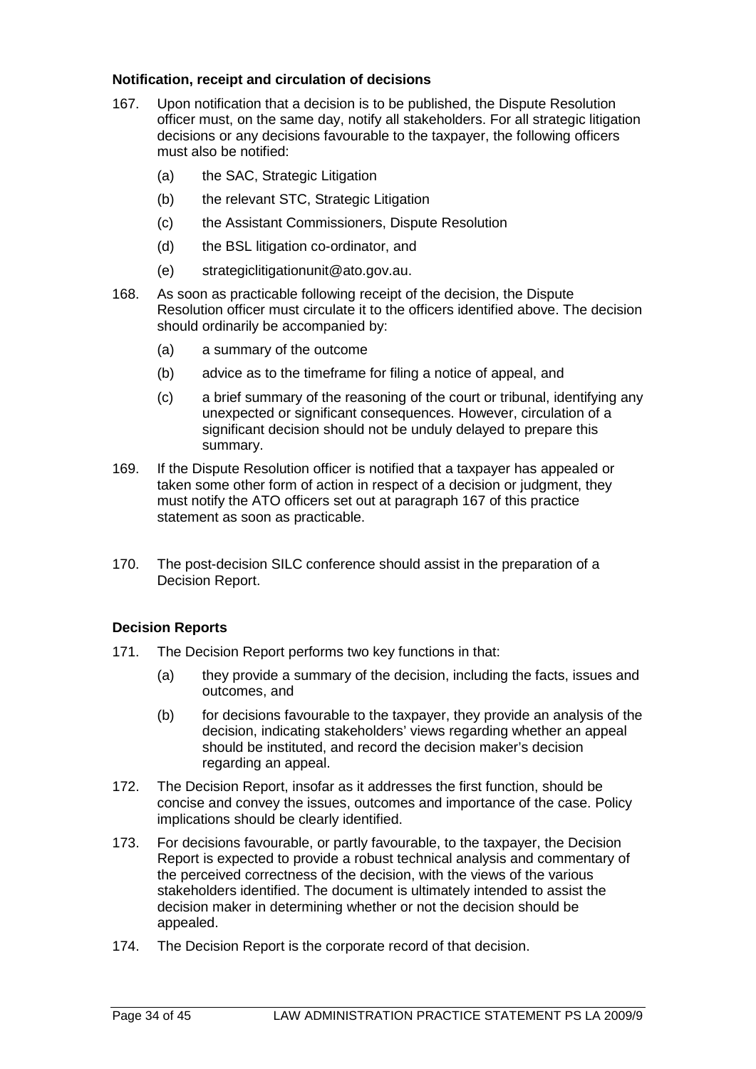### Notification, receipt and circulation of decisions

167. Upon notification that a decision is to be published, the Dispute Resolution officer must, on the same day, notify all stakeholders. For all strategic litigation decisions or any decisions favourable to the taxpayer, the following officers must also be notified:

    (a) the SAC, Strategic Litigation

    (b) the relevant STC, Strategic Litigation

    (c) the Assistant Commissioners, Dispute Resolution

    (d) the BSL litigation co-ordinator, and

    (e) strategiclitigationunit@ato.gov.au.

168. As soon as practicable following receipt of the decision, the Dispute Resolution officer must circulate it to the officers identified above. The decision should ordinarily be accompanied by:

    (a) a summary of the outcome

    (b) advice as to the timeframe for filing a notice of appeal, and

    (c) a brief summary of the reasoning of the court or tribunal, identifying any unexpected or significant consequences. However, circulation of a significant decision should not be unduly delayed to prepare this summary.

169. If the Dispute Resolution officer is notified that a taxpayer has appealed or taken some other form of action in respect of a decision or judgment, they must notify the ATO officers set out at paragraph 167 of this practice statement as soon as practicable.

170. The post-decision SILC conference should assist in the preparation of a Decision Report.

### Decision Reports

171. The Decision Report performs two key functions in that:

    (a) they provide a summary of the decision, including the facts, issues and outcomes, and

    (b) for decisions favourable to the taxpayer, they provide an analysis of the decision, indicating stakeholders' views regarding whether an appeal should be instituted, and record the decision maker's decision regarding an appeal.

172. The Decision Report, insofar as it addresses the first function, should be concise and convey the issues, outcomes and importance of the case. Policy implications should be clearly identified.

173. For decisions favourable, or partly favourable, to the taxpayer, the Decision Report is expected to provide a robust technical analysis and commentary of the perceived correctness of the decision, with the views of the various stakeholders identified. The document is ultimately intended to assist the decision maker in determining whether or not the decision should be appealed.

174. The Decision Report is the corporate record of that decision.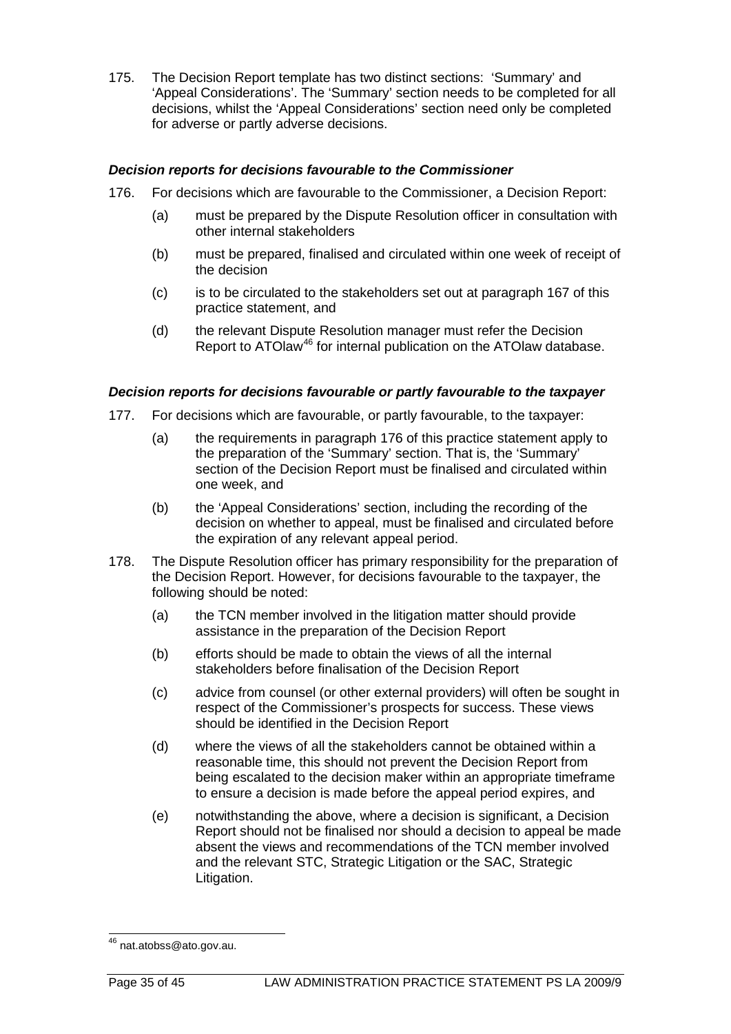175. The Decision Report template has two distinct sections: 'Summary' and 'Appeal Considerations'. The 'Summary' section needs to be completed for all decisions, whilst the 'Appeal Considerations' section need only be completed for adverse or partly adverse decisions.

### *Decision reports for decisions favourable to the Commissioner*

176. For decisions which are favourable to the Commissioner, a Decision Report:

   (a) must be prepared by the Dispute Resolution officer in consultation with other internal stakeholders

   (b) must be prepared, finalised and circulated within one week of receipt of the decision

   (c) is to be circulated to the stakeholders set out at paragraph 167 of this practice statement, and

   (d) the relevant Dispute Resolution manager must refer the Decision Report to ATOlaw[46] for internal publication on the ATOlaw database.

### *Decision reports for decisions favourable or partly favourable to the taxpayer*

177. For decisions which are favourable, or partly favourable, to the taxpayer:

   (a) the requirements in paragraph 176 of this practice statement apply to the preparation of the 'Summary' section. That is, the 'Summary' section of the Decision Report must be finalised and circulated within one week, and

   (b) the 'Appeal Considerations' section, including the recording of the decision on whether to appeal, must be finalised and circulated before the expiration of any relevant appeal period.

178. The Dispute Resolution officer has primary responsibility for the preparation of the Decision Report. However, for decisions favourable to the taxpayer, the following should be noted:

   (a) the TCN member involved in the litigation matter should provide assistance in the preparation of the Decision Report

   (b) efforts should be made to obtain the views of all the internal stakeholders before finalisation of the Decision Report

   (c) advice from counsel (or other external providers) will often be sought in respect of the Commissioner's prospects for success. These views should be identified in the Decision Report

   (d) where the views of all the stakeholders cannot be obtained within a reasonable time, this should not prevent the Decision Report from being escalated to the decision maker within an appropriate timeframe to ensure a decision is made before the appeal period expires, and

   (e) notwithstanding the above, where a decision is significant, a Decision Report should not be finalised nor should a decision to appeal be made absent the views and recommendations of the TCN member involved and the relevant STC, Strategic Litigation or the SAC, Strategic Litigation.

---

[46] nat.atobss@ato.gov.au.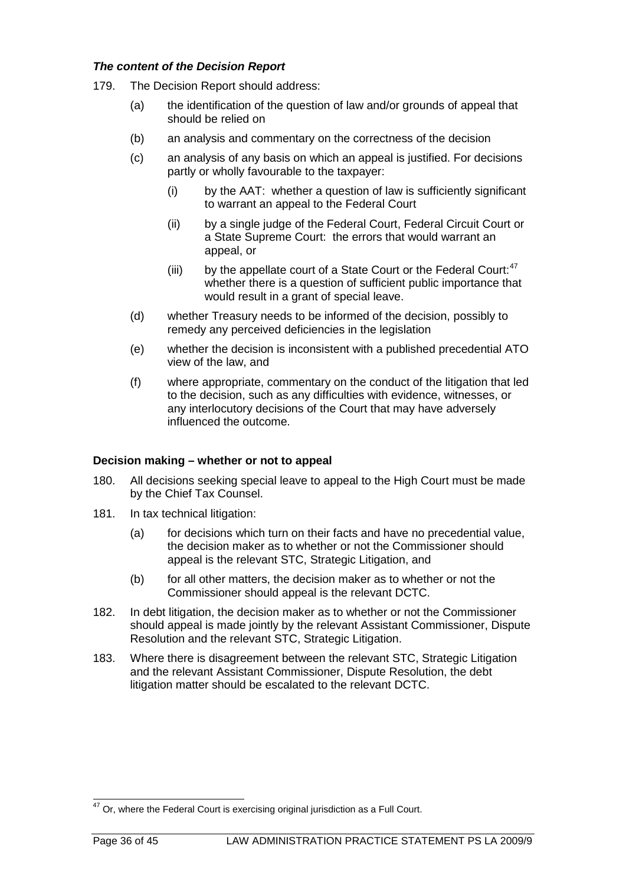### *The content of the Decision Report*

179. The Decision Report should address:

   (a) the identification of the question of law and/or grounds of appeal that should be relied on

   (b) an analysis and commentary on the correctness of the decision

   (c) an analysis of any basis on which an appeal is justified. For decisions partly or wholly favourable to the taxpayer:

      (i) by the AAT: whether a question of law is sufficiently significant to warrant an appeal to the Federal Court

      (ii) by a single judge of the Federal Court, Federal Circuit Court or a State Supreme Court: the errors that would warrant an appeal, or

      (iii) by the appellate court of a State Court or the Federal Court:[47] whether there is a question of sufficient public importance that would result in a grant of special leave.

   (d) whether Treasury needs to be informed of the decision, possibly to remedy any perceived deficiencies in the legislation

   (e) whether the decision is inconsistent with a published precedential ATO view of the law, and

   (f) where appropriate, commentary on the conduct of the litigation that led to the decision, such as any difficulties with evidence, witnesses, or any interlocutory decisions of the Court that may have adversely influenced the outcome.

### Decision making – whether or not to appeal

180. All decisions seeking special leave to appeal to the High Court must be made by the Chief Tax Counsel.

181. In tax technical litigation:

   (a) for decisions which turn on their facts and have no precedential value, the decision maker as to whether or not the Commissioner should appeal is the relevant STC, Strategic Litigation, and

   (b) for all other matters, the decision maker as to whether or not the Commissioner should appeal is the relevant DCTC.

182. In debt litigation, the decision maker as to whether or not the Commissioner should appeal is made jointly by the relevant Assistant Commissioner, Dispute Resolution and the relevant STC, Strategic Litigation.

183. Where there is disagreement between the relevant STC, Strategic Litigation and the relevant Assistant Commissioner, Dispute Resolution, the debt litigation matter should be escalated to the relevant DCTC.

---

[47] Or, where the Federal Court is exercising original jurisdiction as a Full Court.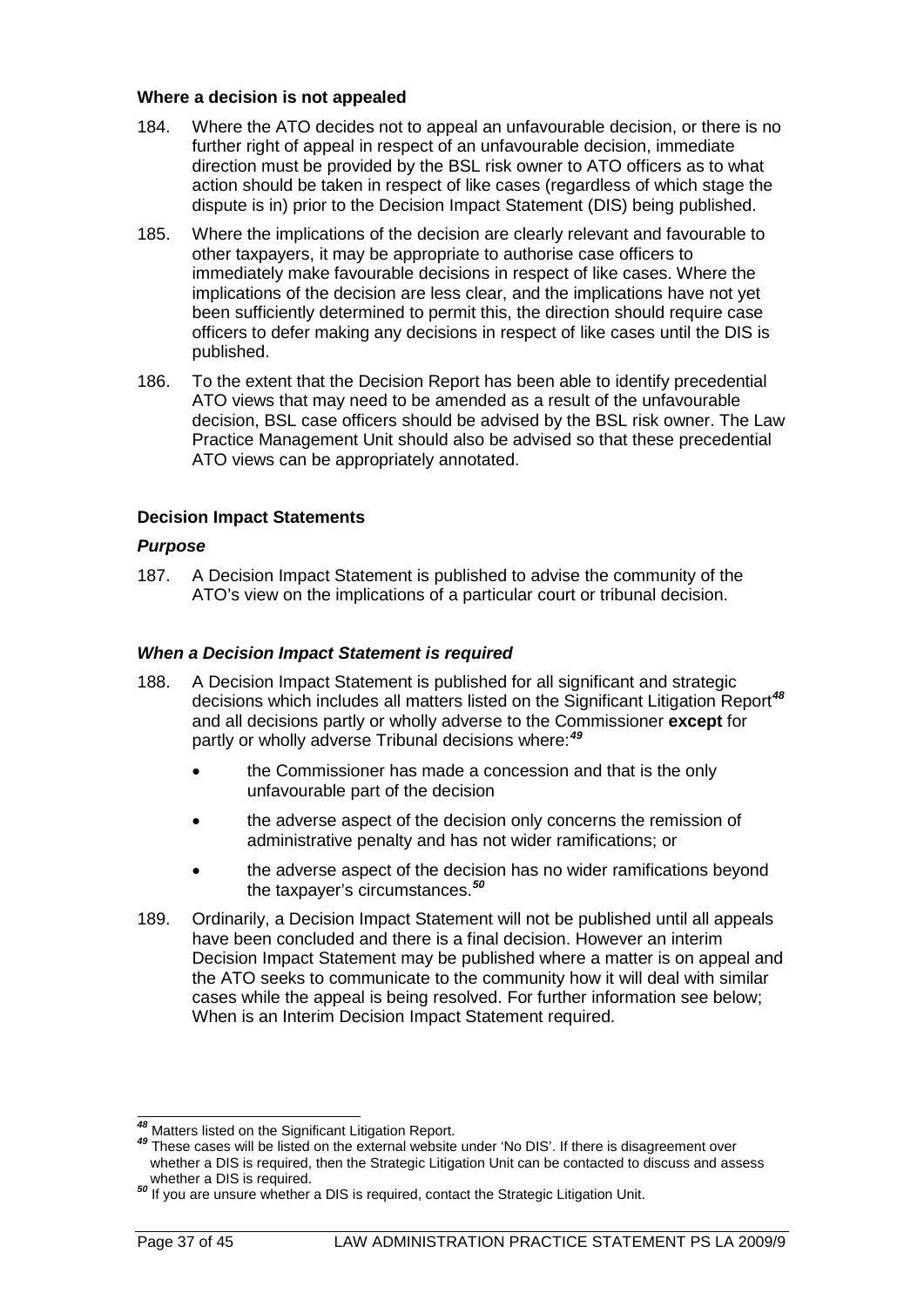### Where a decision is not appealed

184. Where the ATO decides not to appeal an unfavourable decision, or there is no further right of appeal in respect of an unfavourable decision, immediate direction must be provided by the BSL risk owner to ATO officers as to what action should be taken in respect of like cases (regardless of which stage the dispute is in) prior to the Decision Impact Statement (DIS) being published.

185. Where the implications of the decision are clearly relevant and favourable to other taxpayers, it may be appropriate to authorise case officers to immediately make favourable decisions in respect of like cases. Where the implications of the decision are less clear, and the implications have not yet been sufficiently determined to permit this, the direction should require case officers to defer making any decisions in respect of like cases until the DIS is published.

186. To the extent that the Decision Report has been able to identify precedential ATO views that may need to be amended as a result of the unfavourable decision, BSL case officers should be advised by the BSL risk owner. The Law Practice Management Unit should also be advised so that these precedential ATO views can be appropriately annotated.

### Decision Impact Statements

#### *Purpose*

187. A Decision Impact Statement is published to advise the community of the ATO's view on the implications of a particular court or tribunal decision.

#### *When a Decision Impact Statement is required*

188. A Decision Impact Statement is published for all significant and strategic decisions which includes all matters listed on the Significant Litigation Report[48] and all decisions partly or wholly adverse to the Commissioner **except** for partly or wholly adverse Tribunal decisions where:[49]

- the Commissioner has made a concession and that is the only unfavourable part of the decision
- the adverse aspect of the decision only concerns the remission of administrative penalty and has not wider ramifications; or
- the adverse aspect of the decision has no wider ramifications beyond the taxpayer's circumstances.[50]

189. Ordinarily, a Decision Impact Statement will not be published until all appeals have been concluded and there is a final decision. However an interim Decision Impact Statement may be published where a matter is on appeal and the ATO seeks to communicate to the community how it will deal with similar cases while the appeal is being resolved. For further information see below; When is an Interim Decision Impact Statement required.

---

[48] Matters listed on the Significant Litigation Report.

[49] These cases will be listed on the external website under 'No DIS'. If there is disagreement over whether a DIS is required, then the Strategic Litigation Unit can be contacted to discuss and assess whether a DIS is required.

[50] If you are unsure whether a DIS is required, contact the Strategic Litigation Unit.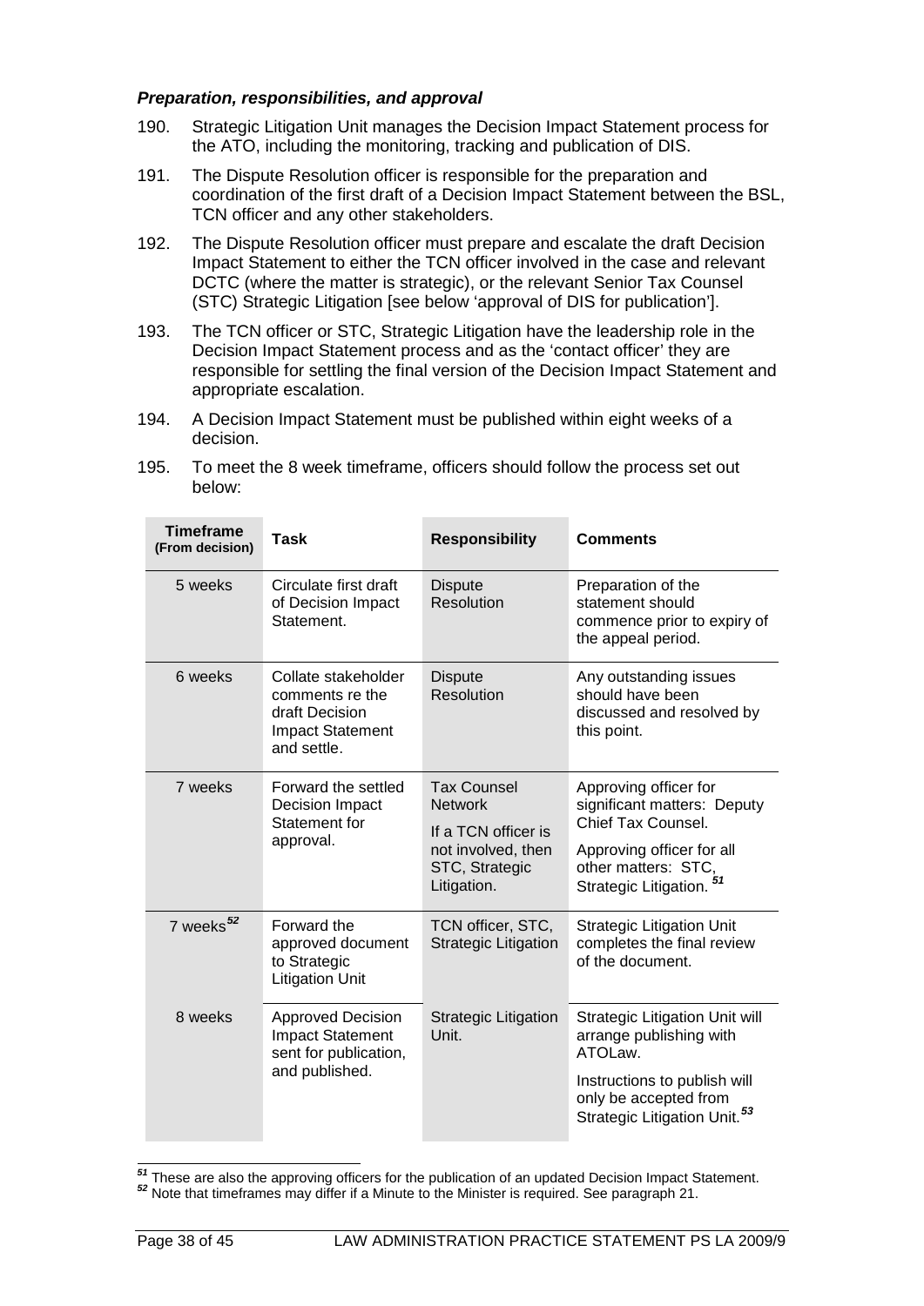### *Preparation, responsibilities, and approval*

190. Strategic Litigation Unit manages the Decision Impact Statement process for the ATO, including the monitoring, tracking and publication of DIS.

191. The Dispute Resolution officer is responsible for the preparation and coordination of the first draft of a Decision Impact Statement between the BSL, TCN officer and any other stakeholders.

192. The Dispute Resolution officer must prepare and escalate the draft Decision Impact Statement to either the TCN officer involved in the case and relevant DCTC (where the matter is strategic), or the relevant Senior Tax Counsel (STC) Strategic Litigation [see below 'approval of DIS for publication'].

193. The TCN officer or STC, Strategic Litigation have the leadership role in the Decision Impact Statement process and as the 'contact officer' they are responsible for settling the final version of the Decision Impact Statement and appropriate escalation.

194. A Decision Impact Statement must be published within eight weeks of a decision.

195. To meet the 8 week timeframe, officers should follow the process set out below:

| **Timeframe (From decision)** | **Task** | **Responsibility** | **Comments** |
|---|---|---|---|
| 5 weeks | Circulate first draft of Decision Impact Statement. | Dispute Resolution | Preparation of the statement should commence prior to expiry of the appeal period. |
| 6 weeks | Collate stakeholder comments re the draft Decision Impact Statement and settle. | Dispute Resolution | Any outstanding issues should have been discussed and resolved by this point. |
| 7 weeks | Forward the settled Decision Impact Statement for approval. | Tax Counsel Network<br>If a TCN officer is not involved, then STC, Strategic Litigation. | Approving officer for significant matters: Deputy Chief Tax Counsel.<br>Approving officer for all other matters: STC, Strategic Litigation.[51] |
| 7 weeks[52] | Forward the approved document to Strategic Litigation Unit | TCN officer, STC, Strategic Litigation | Strategic Litigation Unit completes the final review of the document. |
| 8 weeks | Approved Decision Impact Statement sent for publication, and published. | Strategic Litigation Unit. | Strategic Litigation Unit will arrange publishing with ATOLaw.<br>Instructions to publish will only be accepted from Strategic Litigation Unit.[53] |

[51] These are also the approving officers for the publication of an updated Decision Impact Statement.
[52] Note that timeframes may differ if a Minute to the Minister is required. See paragraph 21.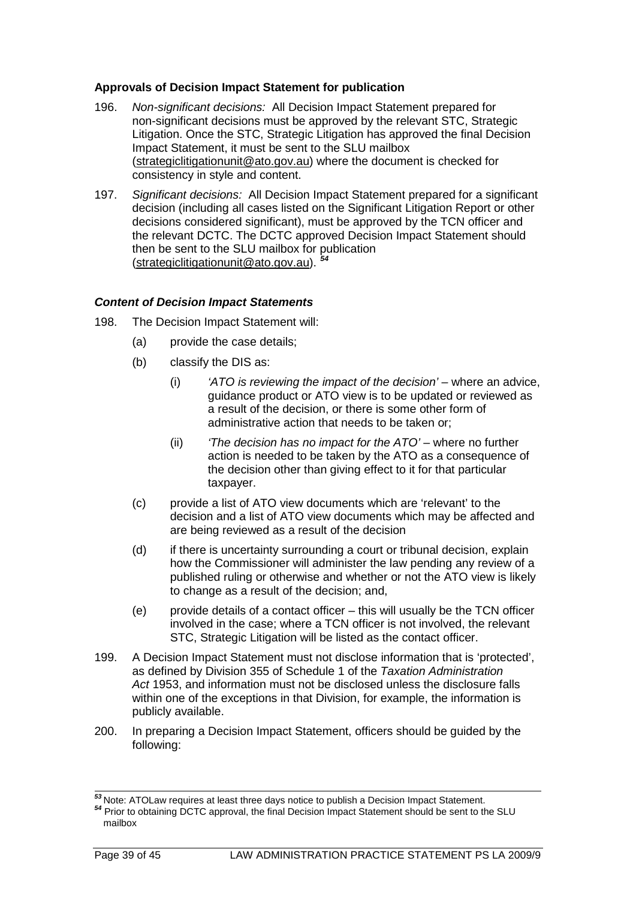### Approvals of Decision Impact Statement for publication

196. *Non-significant decisions:* All Decision Impact Statement prepared for non-significant decisions must be approved by the relevant STC, Strategic Litigation. Once the STC, Strategic Litigation has approved the final Decision Impact Statement, it must be sent to the SLU mailbox (strategiclitigationunit@ato.gov.au) where the document is checked for consistency in style and content.

197. *Significant decisions:* All Decision Impact Statement prepared for a significant decision (including all cases listed on the Significant Litigation Report or other decisions considered significant), must be approved by the TCN officer and the relevant DCTC. The DCTC approved Decision Impact Statement should then be sent to the SLU mailbox for publication (strategiclitigationunit@ato.gov.au). [54]

### *Content of Decision Impact Statements*

198. The Decision Impact Statement will:

    (a) provide the case details;

    (b) classify the DIS as:

        (i) *'ATO is reviewing the impact of the decision'* – where an advice, guidance product or ATO view is to be updated or reviewed as a result of the decision, or there is some other form of administrative action that needs to be taken or;

        (ii) *'The decision has no impact for the ATO'* – where no further action is needed to be taken by the ATO as a consequence of the decision other than giving effect to it for that particular taxpayer.

    (c) provide a list of ATO view documents which are 'relevant' to the decision and a list of ATO view documents which may be affected and are being reviewed as a result of the decision

    (d) if there is uncertainty surrounding a court or tribunal decision, explain how the Commissioner will administer the law pending any review of a published ruling or otherwise and whether or not the ATO view is likely to change as a result of the decision; and,

    (e) provide details of a contact officer – this will usually be the TCN officer involved in the case; where a TCN officer is not involved, the relevant STC, Strategic Litigation will be listed as the contact officer.

199. A Decision Impact Statement must not disclose information that is 'protected', as defined by Division 355 of Schedule 1 of the *Taxation Administration Act* 1953, and information must not be disclosed unless the disclosure falls within one of the exceptions in that Division, for example, the information is publicly available.

200. In preparing a Decision Impact Statement, officers should be guided by the following:

---

[53] Note: ATOLaw requires at least three days notice to publish a Decision Impact Statement.

[54] Prior to obtaining DCTC approval, the final Decision Impact Statement should be sent to the SLU mailbox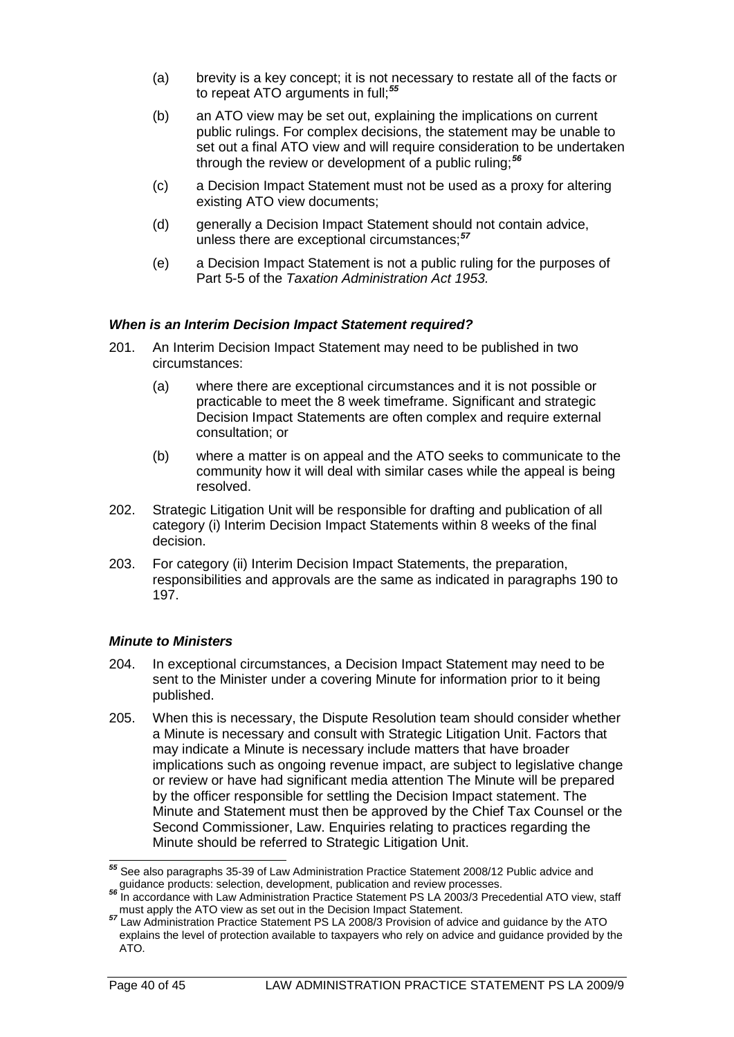(a) brevity is a key concept; it is not necessary to restate all of the facts or to repeat ATO arguments in full;[55]

(b) an ATO view may be set out, explaining the implications on current public rulings. For complex decisions, the statement may be unable to set out a final ATO view and will require consideration to be undertaken through the review or development of a public ruling;[56]

(c) a Decision Impact Statement must not be used as a proxy for altering existing ATO view documents;

(d) generally a Decision Impact Statement should not contain advice, unless there are exceptional circumstances;[57]

(e) a Decision Impact Statement is not a public ruling for the purposes of Part 5-5 of the *Taxation Administration Act 1953.*

### *When is an Interim Decision Impact Statement required?*

201. An Interim Decision Impact Statement may need to be published in two circumstances:

(a) where there are exceptional circumstances and it is not possible or practicable to meet the 8 week timeframe. Significant and strategic Decision Impact Statements are often complex and require external consultation; or

(b) where a matter is on appeal and the ATO seeks to communicate to the community how it will deal with similar cases while the appeal is being resolved.

202. Strategic Litigation Unit will be responsible for drafting and publication of all category (i) Interim Decision Impact Statements within 8 weeks of the final decision.

203. For category (ii) Interim Decision Impact Statements, the preparation, responsibilities and approvals are the same as indicated in paragraphs 190 to 197.

### *Minute to Ministers*

204. In exceptional circumstances, a Decision Impact Statement may need to be sent to the Minister under a covering Minute for information prior to it being published.

205. When this is necessary, the Dispute Resolution team should consider whether a Minute is necessary and consult with Strategic Litigation Unit. Factors that may indicate a Minute is necessary include matters that have broader implications such as ongoing revenue impact, are subject to legislative change or review or have had significant media attention The Minute will be prepared by the officer responsible for settling the Decision Impact statement. The Minute and Statement must then be approved by the Chief Tax Counsel or the Second Commissioner, Law. Enquiries relating to practices regarding the Minute should be referred to Strategic Litigation Unit.

---

[55] See also paragraphs 35-39 of Law Administration Practice Statement 2008/12 Public advice and guidance products: selection, development, publication and review processes.

[56] In accordance with Law Administration Practice Statement PS LA 2003/3 Precedential ATO view, staff must apply the ATO view as set out in the Decision Impact Statement.

[57] Law Administration Practice Statement PS LA 2008/3 Provision of advice and guidance by the ATO explains the level of protection available to taxpayers who rely on advice and guidance provided by the ATO.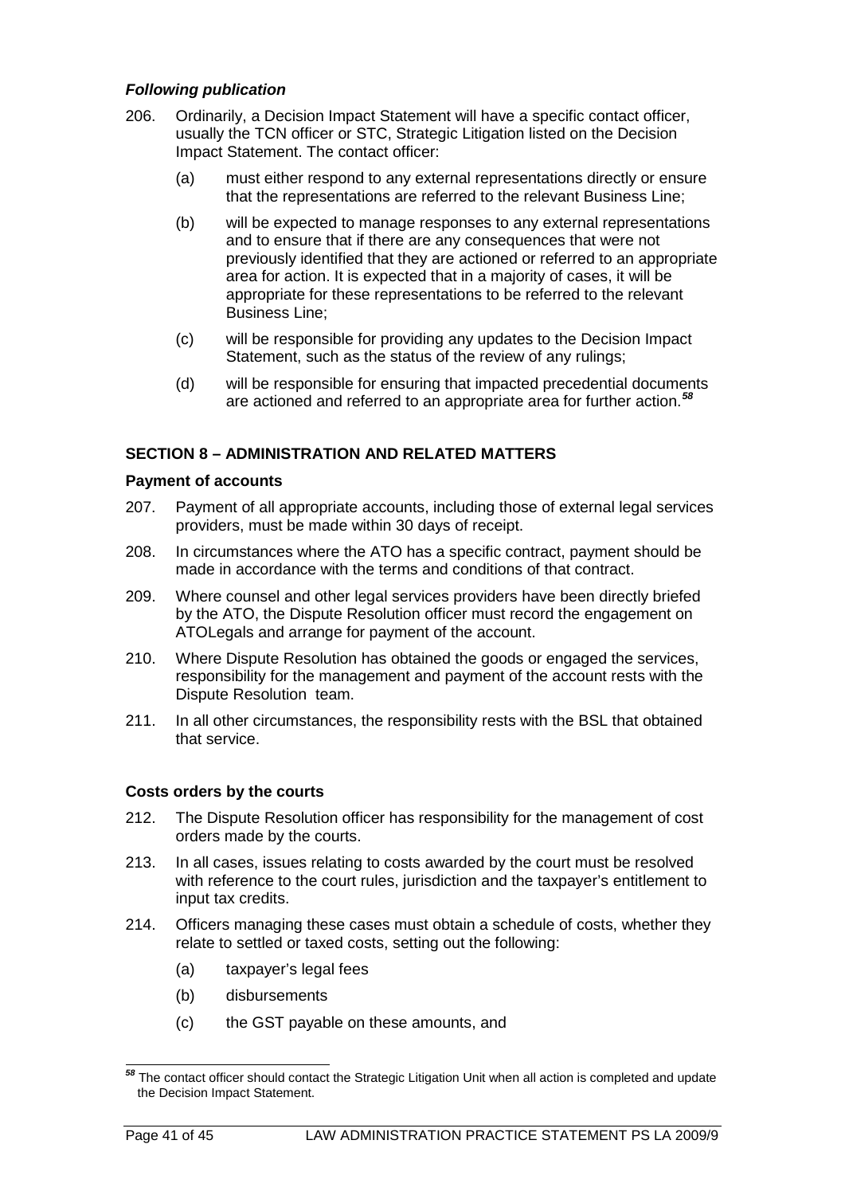### *Following publication*

206. Ordinarily, a Decision Impact Statement will have a specific contact officer, usually the TCN officer or STC, Strategic Litigation listed on the Decision Impact Statement. The contact officer:

   (a) must either respond to any external representations directly or ensure that the representations are referred to the relevant Business Line;

   (b) will be expected to manage responses to any external representations and to ensure that if there are any consequences that were not previously identified that they are actioned or referred to an appropriate area for action. It is expected that in a majority of cases, it will be appropriate for these representations to be referred to the relevant Business Line;

   (c) will be responsible for providing any updates to the Decision Impact Statement, such as the status of the review of any rulings;

   (d) will be responsible for ensuring that impacted precedential documents are actioned and referred to an appropriate area for further action.[58]

## SECTION 8 – ADMINISTRATION AND RELATED MATTERS

### Payment of accounts

207. Payment of all appropriate accounts, including those of external legal services providers, must be made within 30 days of receipt.

208. In circumstances where the ATO has a specific contract, payment should be made in accordance with the terms and conditions of that contract.

209. Where counsel and other legal services providers have been directly briefed by the ATO, the Dispute Resolution officer must record the engagement on ATOLegals and arrange for payment of the account.

210. Where Dispute Resolution has obtained the goods or engaged the services, responsibility for the management and payment of the account rests with the Dispute Resolution team.

211. In all other circumstances, the responsibility rests with the BSL that obtained that service.

### Costs orders by the courts

212. The Dispute Resolution officer has responsibility for the management of cost orders made by the courts.

213. In all cases, issues relating to costs awarded by the court must be resolved with reference to the court rules, jurisdiction and the taxpayer's entitlement to input tax credits.

214. Officers managing these cases must obtain a schedule of costs, whether they relate to settled or taxed costs, setting out the following:

   (a) taxpayer's legal fees

   (b) disbursements

   (c) the GST payable on these amounts, and

---

[58] The contact officer should contact the Strategic Litigation Unit when all action is completed and update the Decision Impact Statement.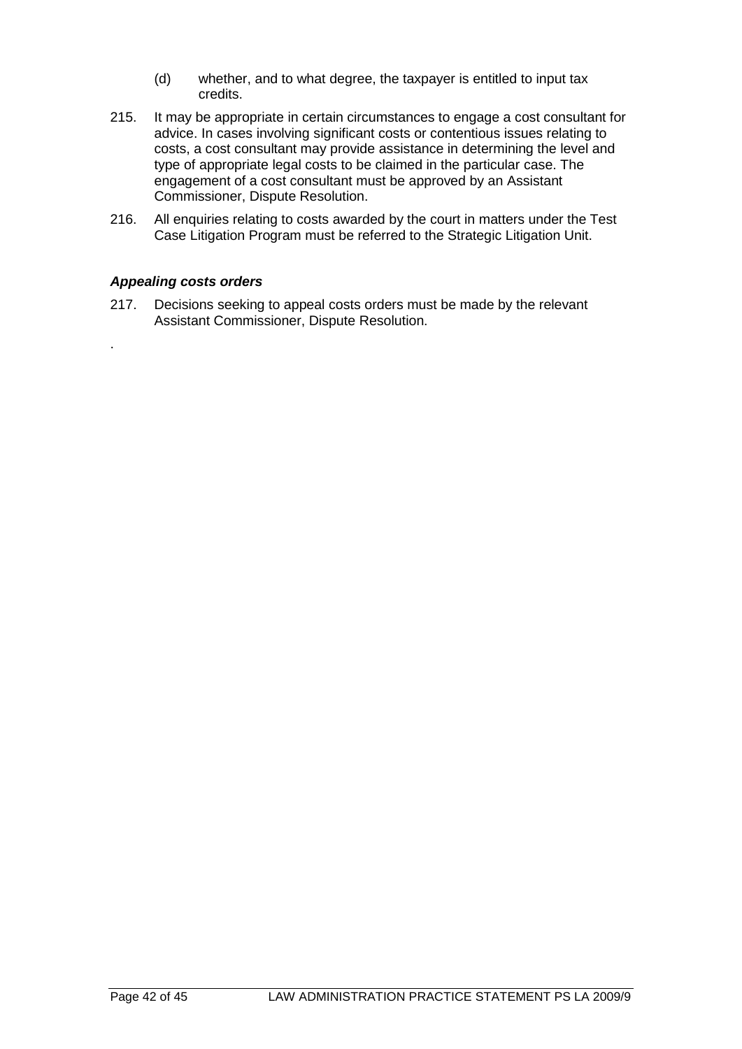(d) whether, and to what degree, the taxpayer is entitled to input tax credits.

215. It may be appropriate in certain circumstances to engage a cost consultant for advice. In cases involving significant costs or contentious issues relating to costs, a cost consultant may provide assistance in determining the level and type of appropriate legal costs to be claimed in the particular case. The engagement of a cost consultant must be approved by an Assistant Commissioner, Dispute Resolution.

216. All enquiries relating to costs awarded by the court in matters under the Test Case Litigation Program must be referred to the Strategic Litigation Unit.

### *Appealing costs orders*

217. Decisions seeking to appeal costs orders must be made by the relevant Assistant Commissioner, Dispute Resolution.

.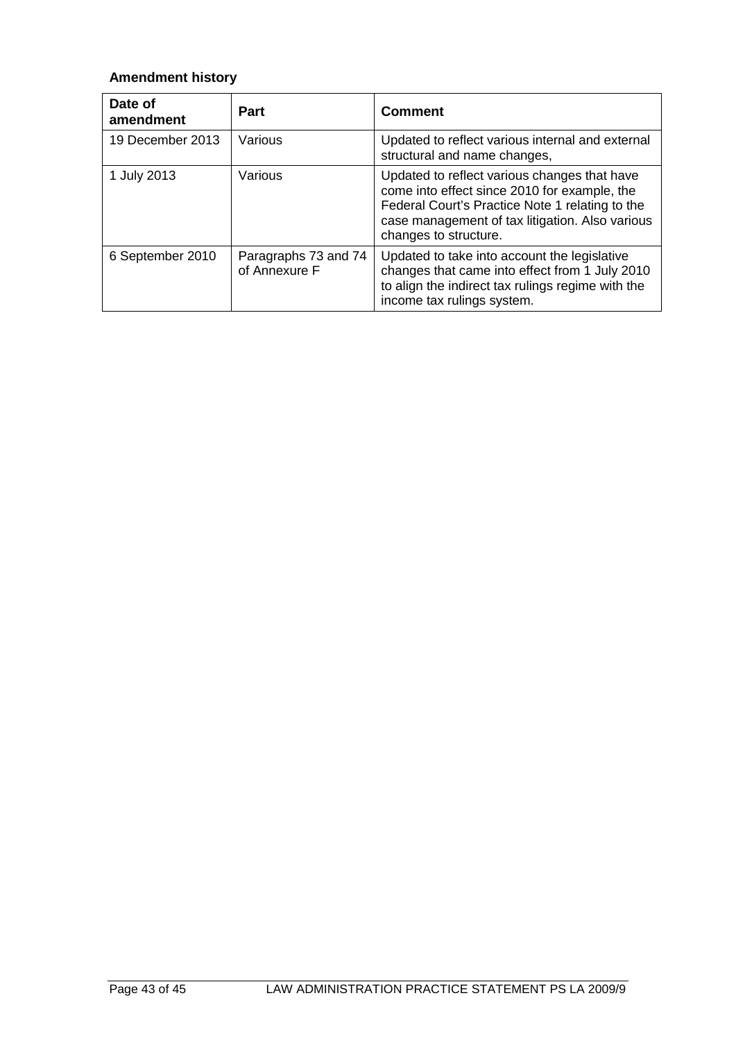**Amendment history**

| Date of amendment | Part | Comment |
|---|---|---|
| 19 December 2013 | Various | Updated to reflect various internal and external structural and name changes, |
| 1 July 2013 | Various | Updated to reflect various changes that have come into effect since 2010 for example, the Federal Court's Practice Note 1 relating to the case management of tax litigation. Also various changes to structure. |
| 6 September 2010 | Paragraphs 73 and 74 of Annexure F | Updated to take into account the legislative changes that came into effect from 1 July 2010 to align the indirect tax rulings regime with the income tax rulings system. |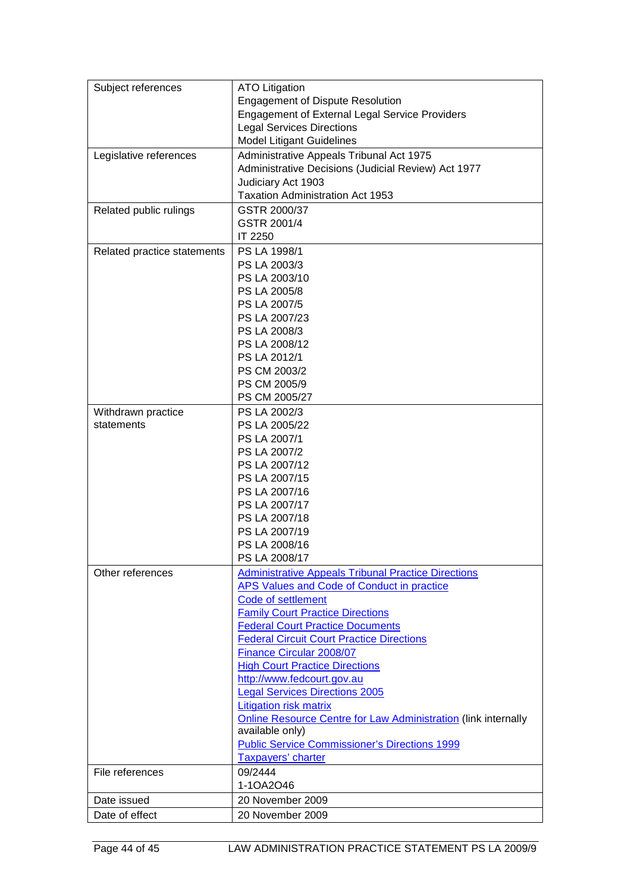| | |
|---|---|
| Subject references | ATO Litigation<br>Engagement of Dispute Resolution<br>Engagement of External Legal Service Providers<br>Legal Services Directions<br>Model Litigant Guidelines |
| Legislative references | Administrative Appeals Tribunal Act 1975<br>Administrative Decisions (Judicial Review) Act 1977<br>Judiciary Act 1903<br>Taxation Administration Act 1953 |
| Related public rulings | GSTR 2000/37<br>GSTR 2001/4<br>IT 2250 |
| Related practice statements | PS LA 1998/1<br>PS LA 2003/3<br>PS LA 2003/10<br>PS LA 2005/8<br>PS LA 2007/5<br>PS LA 2007/23<br>PS LA 2008/3<br>PS LA 2008/12<br>PS LA 2012/1<br>PS CM 2003/2<br>PS CM 2005/9<br>PS CM 2005/27 |
| Withdrawn practice statements | PS LA 2002/3<br>PS LA 2005/22<br>PS LA 2007/1<br>PS LA 2007/2<br>PS LA 2007/12<br>PS LA 2007/15<br>PS LA 2007/16<br>PS LA 2007/17<br>PS LA 2007/18<br>PS LA 2007/19<br>PS LA 2008/16<br>PS LA 2008/17 |
| Other references | Administrative Appeals Tribunal Practice Directions<br>APS Values and Code of Conduct in practice<br>Code of settlement<br>Family Court Practice Directions<br>Federal Court Practice Documents<br>Federal Circuit Court Practice Directions<br>Finance Circular 2008/07<br>High Court Practice Directions<br>http://www.fedcourt.gov.au<br>Legal Services Directions 2005<br>Litigation risk matrix<br>Online Resource Centre for Law Administration (link internally available only)<br>Public Service Commissioner's Directions 1999<br>Taxpayers' charter |
| File references | 09/2444<br>1-1OA2O46 |
| Date issued | 20 November 2009 |
| Date of effect | 20 November 2009 |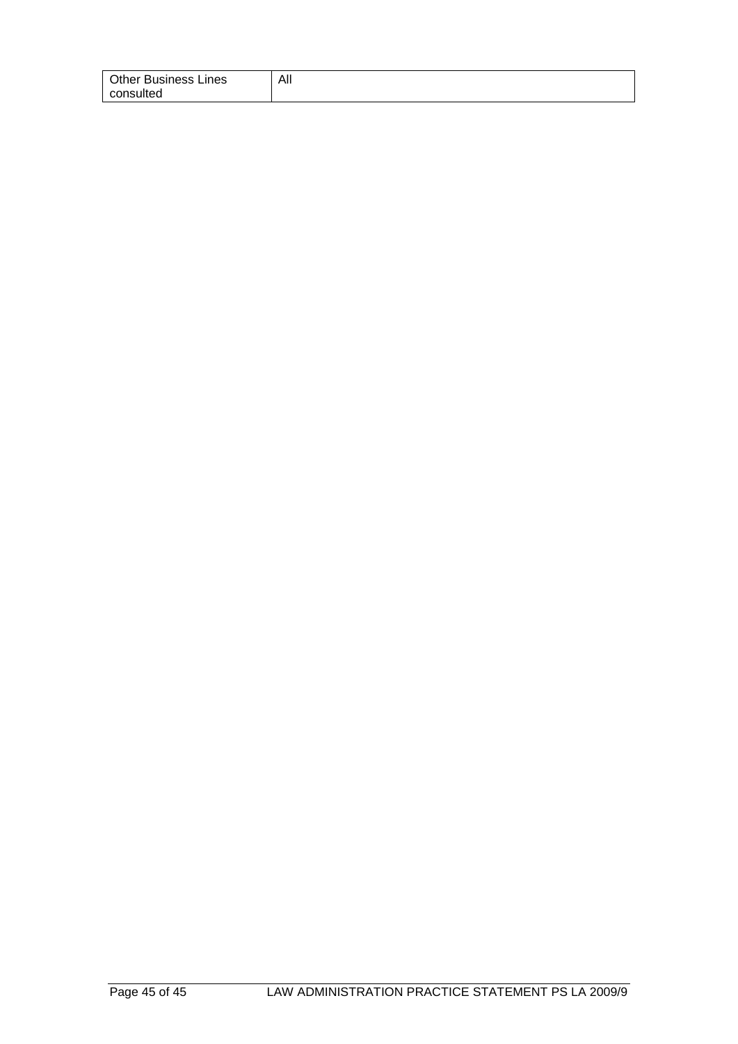| | |
|---|---|
| Other Business Lines consulted | All |